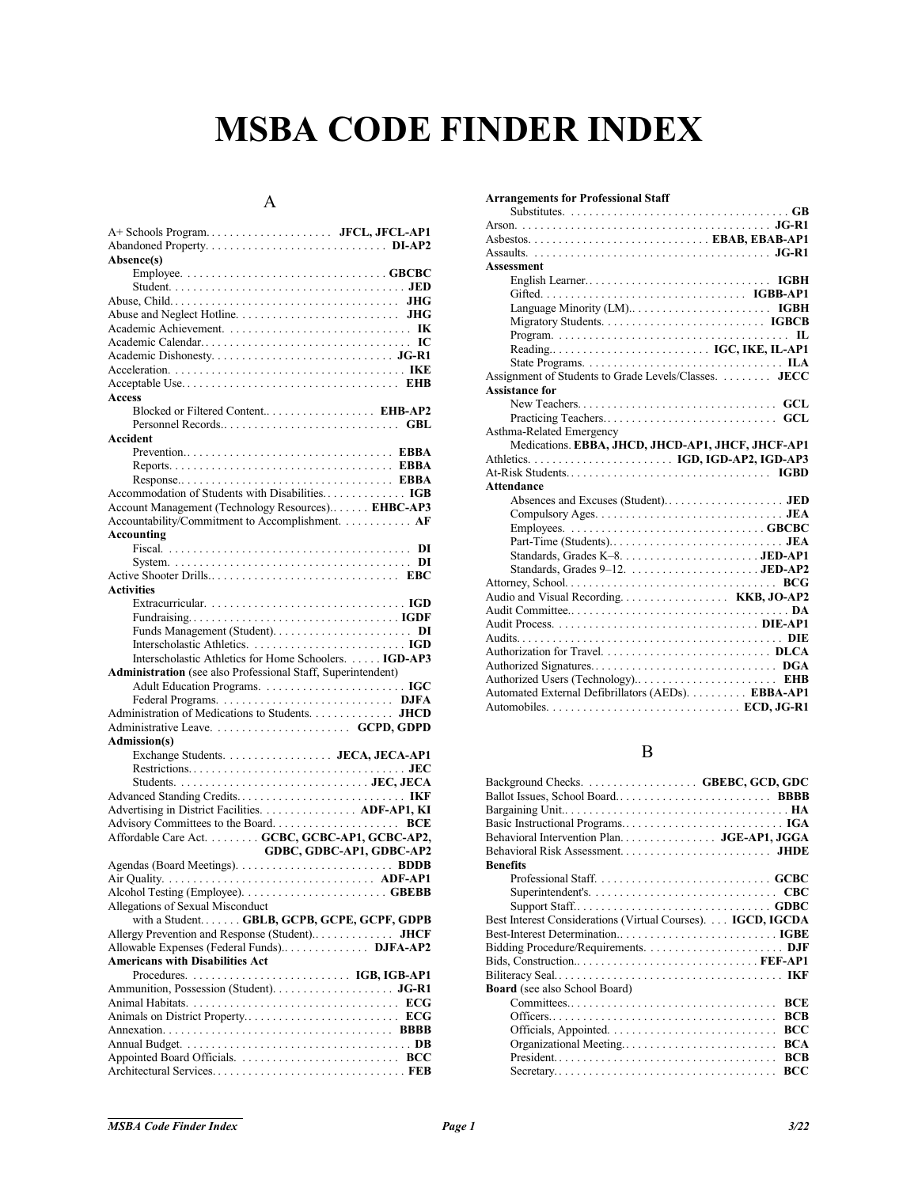# MSBA CODE FINDER INDEX

## A

A+ Schools Program. . . . . . . . . . . . . . . . . . . . . **JFCL, JFCL-AP1**
Abandoned Property. . . . . . . . . . . . . . . . . . . . . . . . . . . . . . **DI-AP2**
**Absence(s)**
  Employee. . . . . . . . . . . . . . . . . . . . . . . . . . . . . . . . . **GBCBC**
  Student. . . . . . . . . . . . . . . . . . . . . . . . . . . . . . . . . . . . . . **JED**
Abuse, Child. . . . . . . . . . . . . . . . . . . . . . . . . . . . . . . . . . . . . . **JHG**
Abuse and Neglect Hotline. . . . . . . . . . . . . . . . . . . . . . . . . . . **JHG**
Academic Achievement. . . . . . . . . . . . . . . . . . . . . . . . . . . . . . . **IK**
Academic Calendar. . . . . . . . . . . . . . . . . . . . . . . . . . . . . . . . . . . **IC**
Academic Dishonesty. . . . . . . . . . . . . . . . . . . . . . . . . . . . . . **JG-R1**
Acceleration. . . . . . . . . . . . . . . . . . . . . . . . . . . . . . . . . . . . . . **IKE**
Acceptable Use. . . . . . . . . . . . . . . . . . . . . . . . . . . . . . . . . . . . **EHB**
**Access**
  Blocked or Filtered Content.. . . . . . . . . . . . . . . . . . **EHB-AP2**
  Personnel Records.. . . . . . . . . . . . . . . . . . . . . . . . . . . . . **GBL**
**Accident**
  Prevention.. . . . . . . . . . . . . . . . . . . . . . . . . . . . . . . . . . **EBBA**
  Reports. . . . . . . . . . . . . . . . . . . . . . . . . . . . . . . . . . . . . **EBBA**
  Response.. . . . . . . . . . . . . . . . . . . . . . . . . . . . . . . . . . . **EBBA**
Accommodation of Students with Disabilities. . . . . . . . . . . . . **IGB**
Account Management (Technology Resources).. . . . . . **EHBC-AP3**
Accountability/Commitment to Accomplishment. . . . . . . . . . . . **AF**
**Accounting**
  Fiscal. . . . . . . . . . . . . . . . . . . . . . . . . . . . . . . . . . . . . . . . **DI**
  System. . . . . . . . . . . . . . . . . . . . . . . . . . . . . . . . . . . . . . . **DI**
Active Shooter Drills.. . . . . . . . . . . . . . . . . . . . . . . . . . . . . . **EBC**
**Activities**
  Extracurricular. . . . . . . . . . . . . . . . . . . . . . . . . . . . . . . . **IGD**
  Fundraising. . . . . . . . . . . . . . . . . . . . . . . . . . . . . . . . . . **IGDF**
  Funds Management (Student). . . . . . . . . . . . . . . . . . . . . . . **DI**
  Interscholastic Athletics. . . . . . . . . . . . . . . . . . . . . . . . . **IGD**
  Interscholastic Athletics for Home Schoolers. . . . . . **IGD-AP3**
**Administration** (see also Professional Staff, Superintendent)
  Adult Education Programs. . . . . . . . . . . . . . . . . . . . . . . . **IGC**
  Federal Programs. . . . . . . . . . . . . . . . . . . . . . . . . . . . . **DJFA**
Administration of Medications to Students. . . . . . . . . . . . . . **JHCD**
Administrative Leave. . . . . . . . . . . . . . . . . . . . . . . **GCPD, GDPD**
**Admission(s)**
  Exchange Students. . . . . . . . . . . . . . . . . . **JECA, JECA-AP1**
  Restrictions. . . . . . . . . . . . . . . . . . . . . . . . . . . . . . . . . . . . **JEC**
  Students. . . . . . . . . . . . . . . . . . . . . . . . . . . . . . . . **JEC, JECA**
Advanced Standing Credits. . . . . . . . . . . . . . . . . . . . . . . . . . . . **IKF**
Advertising in District Facilities. . . . . . . . . . . . . . . . . **ADF-AP1, KI**
Advisory Committees to the Board. . . . . . . . . . . . . . . . . . . . . **BCE**
Affordable Care Act. . . . . . . . . **GCBC, GCBC-AP1, GCBC-AP2, GDBC, GDBC-AP1, GDBC-AP2**
Agendas (Board Meetings). . . . . . . . . . . . . . . . . . . . . . . . . . **BDDB**
Air Quality. . . . . . . . . . . . . . . . . . . . . . . . . . . . . . . . . . . . **ADF-AP1**
Alcohol Testing (Employee). . . . . . . . . . . . . . . . . . . . . . . . . **GBEBB**
Allegations of Sexual Misconduct
  with a Student. . . . . . . **GBLB, GCPB, GCPE, GCPF, GDPB**
Allergy Prevention and Response (Student).. . . . . . . . . . . . . **JHCF**
Allowable Expenses (Federal Funds).. . . . . . . . . . . . . . . **DJFA-AP2**
**Americans with Disabilities Act**
  Procedures. . . . . . . . . . . . . . . . . . . . . . . . . . . . **IGB, IGB-AP1**
Ammunition, Possession (Student). . . . . . . . . . . . . . . . . . . . **JG-R1**
Animal Habitats. . . . . . . . . . . . . . . . . . . . . . . . . . . . . . . . . . . **ECG**
Animals on District Property.. . . . . . . . . . . . . . . . . . . . . . . . . . **ECG**
Annexation. . . . . . . . . . . . . . . . . . . . . . . . . . . . . . . . . . . . . . **BBBB**
Annual Budget. . . . . . . . . . . . . . . . . . . . . . . . . . . . . . . . . . . . . **DB**
Appointed Board Officials. . . . . . . . . . . . . . . . . . . . . . . . . . . **BCC**
Architectural Services. . . . . . . . . . . . . . . . . . . . . . . . . . . . . . . **FEB**

**Arrangements for Professional Staff**
  Substitutes. . . . . . . . . . . . . . . . . . . . . . . . . . . . . . . . . . . . . **GB**
Arson. . . . . . . . . . . . . . . . . . . . . . . . . . . . . . . . . . . . . . . . . . **JG-R1**
Asbestos. . . . . . . . . . . . . . . . . . . . . . . . . . . . . . . **EBAB, EBAB-AP1**
Assaults. . . . . . . . . . . . . . . . . . . . . . . . . . . . . . . . . . . . . . . . **JG-R1**
**Assessment**
  English Learner.. . . . . . . . . . . . . . . . . . . . . . . . . . . . . . . **IGBH**
  Gifted. . . . . . . . . . . . . . . . . . . . . . . . . . . . . . . . . . . . **IGBB-AP1**
  Language Minority (LM).. . . . . . . . . . . . . . . . . . . . . . . . **IGBH**
  Migratory Students. . . . . . . . . . . . . . . . . . . . . . . . . . . . **IGBCB**
  Program. . . . . . . . . . . . . . . . . . . . . . . . . . . . . . . . . . . . . . . **IL**
  Reading.. . . . . . . . . . . . . . . . . . . . . . . . . . . **IGC, IKE, IL-AP1**
  State Programs. . . . . . . . . . . . . . . . . . . . . . . . . . . . . . . . . **ILA**
Assignment of Students to Grade Levels/Classes. . . . . . . . . **JECC**
**Assistance for**
  New Teachers. . . . . . . . . . . . . . . . . . . . . . . . . . . . . . . . . **GCL**
  Practicing Teachers. . . . . . . . . . . . . . . . . . . . . . . . . . . . . **GCL**
Asthma-Related Emergency
  Medications. **EBBA, JHCD, JHCD-AP1, JHCF, JHCF-AP1**
Athletics. . . . . . . . . . . . . . . . . . . . . . . . **IGD, IGD-AP2, IGD-AP3**
At-Risk Students. . . . . . . . . . . . . . . . . . . . . . . . . . . . . . . . . . **IGBD**
**Attendance**
  Absences and Excuses (Student).. . . . . . . . . . . . . . . . . . . . **JED**
  Compulsory Ages. . . . . . . . . . . . . . . . . . . . . . . . . . . . . . . . **JEA**
  Employees. . . . . . . . . . . . . . . . . . . . . . . . . . . . . . . . . **GBCBC**
  Part-Time (Students).. . . . . . . . . . . . . . . . . . . . . . . . . . . . . **JEA**
  Standards, Grades K–8. . . . . . . . . . . . . . . . . . . . . . . **JED-AP1**
  Standards, Grades 9–12. . . . . . . . . . . . . . . . . . . . . . **JED-AP2**
Attorney, School. . . . . . . . . . . . . . . . . . . . . . . . . . . . . . . . . . . **BCG**
Audio and Visual Recording. . . . . . . . . . . . . . . . . . . **KKB, JO-AP2**
Audit Committee.. . . . . . . . . . . . . . . . . . . . . . . . . . . . . . . . . . . **DA**
Audit Process. . . . . . . . . . . . . . . . . . . . . . . . . . . . . . . . . . **DIE-AP1**
Audits. . . . . . . . . . . . . . . . . . . . . . . . . . . . . . . . . . . . . . . . . . . . **DIE**
Authorization for Travel. . . . . . . . . . . . . . . . . . . . . . . . . . . . **DLCA**
Authorized Signatures. . . . . . . . . . . . . . . . . . . . . . . . . . . . . . . **DGA**
Authorized Users (Technology).. . . . . . . . . . . . . . . . . . . . . . . . . **EHB**
Automated External Defibrillators (AEDs). . . . . . . . . . . **EBBA-AP1**
Automobiles. . . . . . . . . . . . . . . . . . . . . . . . . . . . . . . . . **ECD, JG-R1**

## B

Background Checks. . . . . . . . . . . . . . . . . . . . **GBEBC, GCD, GDC**
Ballot Issues, School Board. . . . . . . . . . . . . . . . . . . . . . . . . . **BBBB**
Bargaining Unit. . . . . . . . . . . . . . . . . . . . . . . . . . . . . . . . . . . . . . **HA**
Basic Instructional Programs. . . . . . . . . . . . . . . . . . . . . . . . . . . **IGA**
Behavioral Intervention Plan. . . . . . . . . . . . . . . . . . . **JGE-AP1, JGGA**
Behavioral Risk Assessment. . . . . . . . . . . . . . . . . . . . . . . . . . **JHDE**
**Benefits**
  Professional Staff. . . . . . . . . . . . . . . . . . . . . . . . . . . . . . **GCBC**
  Superintendent's. . . . . . . . . . . . . . . . . . . . . . . . . . . . . . . . **CBC**
  Support Staff.. . . . . . . . . . . . . . . . . . . . . . . . . . . . . . . . . **GDBC**
Best Interest Considerations (Virtual Courses). . . . **IGCD, IGCDA**
Best-Interest Determination.. . . . . . . . . . . . . . . . . . . . . . . . . . . **IGBE**
Bidding Procedure/Requirements. . . . . . . . . . . . . . . . . . . . . . . . **DJF**
Bids, Construction.. . . . . . . . . . . . . . . . . . . . . . . . . . . . . . . **FEF-AP1**
Biliteracy Seal. . . . . . . . . . . . . . . . . . . . . . . . . . . . . . . . . . . . . . **IKF**
**Board** (see also School Board)
  Committees. . . . . . . . . . . . . . . . . . . . . . . . . . . . . . . . . . . . **BCE**
  Officers. . . . . . . . . . . . . . . . . . . . . . . . . . . . . . . . . . . . . . . **BCB**
  Officials, Appointed. . . . . . . . . . . . . . . . . . . . . . . . . . . . . **BCC**
  Organizational Meeting. . . . . . . . . . . . . . . . . . . . . . . . . . . **BCA**
  President. . . . . . . . . . . . . . . . . . . . . . . . . . . . . . . . . . . . . . **BCB**
  Secretary. . . . . . . . . . . . . . . . . . . . . . . . . . . . . . . . . . . . . **BCC**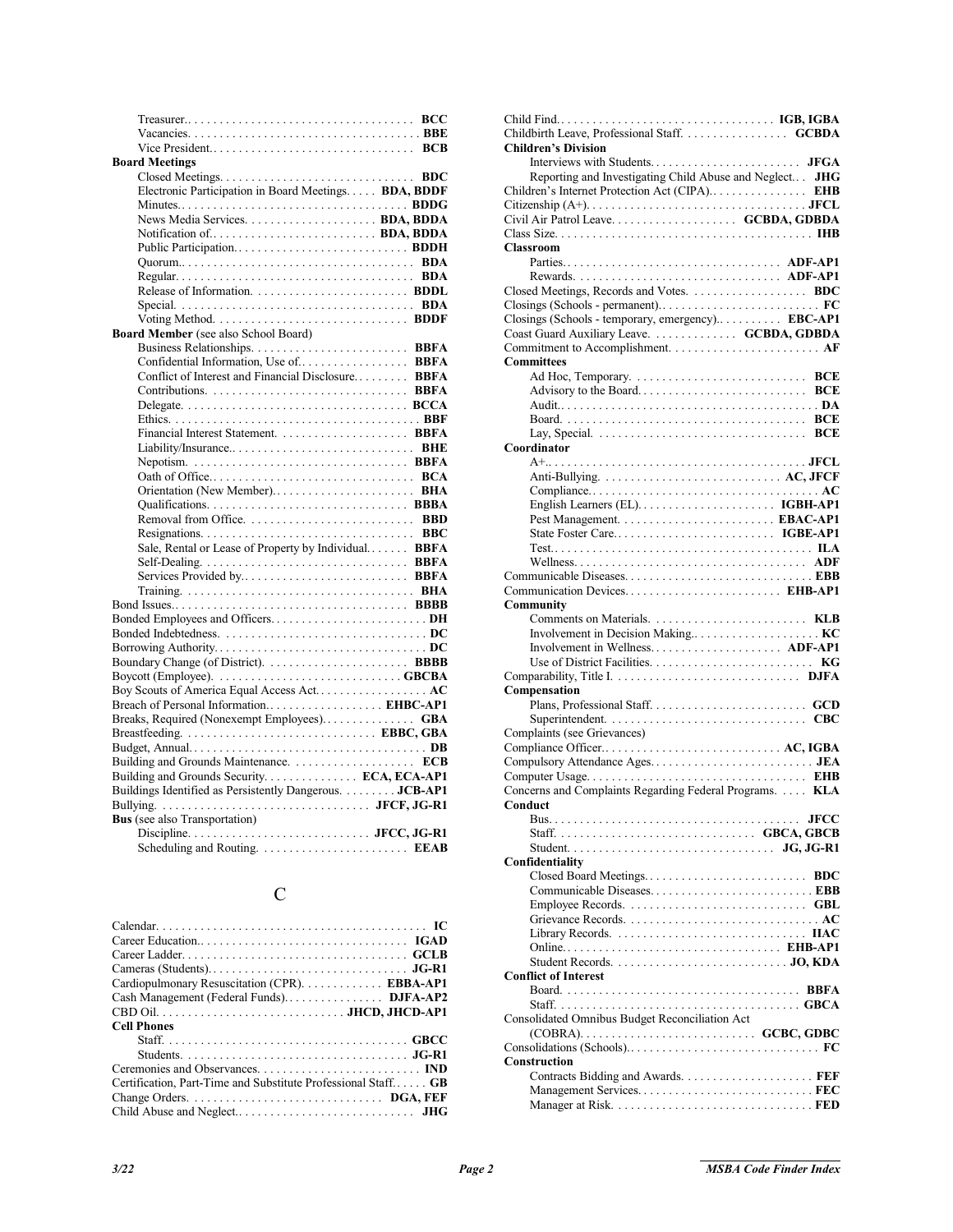Treasurer. . . . BCC
Vacancies. . . . BBE
Vice President. . . . BCB

**Board Meetings**

Closed Meetings. . . . BDC
Electronic Participation in Board Meetings. . . . BDA, BDDF
Minutes. . . . BDDG
News Media Services. . . . BDA, BDDA
Notification of. . . . BDA, BDDA
Public Participation. . . . BDDH
Quorum. . . . BDA
Regular. . . . BDA
Release of Information. . . . BDDL
Special. . . . BDA
Voting Method. . . . BDDF

**Board Member** (see also School Board)

Business Relationships. . . . BBFA
Confidential Information, Use of. . . . BBFA
Conflict of Interest and Financial Disclosure. . . . BBFA
Contributions. . . . BBFA
Delegate. . . . BCCA
Ethics. . . . BBF
Financial Interest Statement. . . . BBFA
Liability/Insurance. . . . BHE
Nepotism. . . . BBFA
Oath of Office. . . . BCA
Orientation (New Member). . . . BHA
Qualifications. . . . BBBA
Removal from Office. . . . BBD
Resignations. . . . BBC
Sale, Rental or Lease of Property by Individual. . . . BBFA
Self-Dealing. . . . BBFA
Services Provided by. . . . BBFA
Training. . . . BHA

Bond Issues. . . . BBBB
Bonded Employees and Officers. . . . DH
Bonded Indebtedness. . . . DC
Borrowing Authority. . . . DC
Boundary Change (of District). . . . BBBB
Boycott (Employee). . . . GBCBA
Boy Scouts of America Equal Access Act. . . . AC
Breach of Personal Information. . . . EHBC-AP1
Breaks, Required (Nonexempt Employees). . . . GBA
Breastfeeding. . . . EBBC, GBA
Budget, Annual. . . . DB
Building and Grounds Maintenance. . . . ECB
Building and Grounds Security. . . . ECA, ECA-AP1
Buildings Identified as Persistently Dangerous. . . . JCB-AP1
Bullying. . . . JFCF, JG-R1

**Bus** (see also Transportation)

Discipline. . . . JFCC, JG-R1
Scheduling and Routing. . . . EEAB

## C

Calendar. . . . IC
Career Education. . . . IGAD
Career Ladder. . . . GCLB
Cameras (Students). . . . JG-R1
Cardiopulmonary Resuscitation (CPR). . . . EBBA-AP1
Cash Management (Federal Funds). . . . DJFA-AP2
CBD Oil. . . . JHCD, JHCD-AP1

**Cell Phones**

Staff. . . . GBCC
Students. . . . JG-R1

Ceremonies and Observances. . . . IND
Certification, Part-Time and Substitute Professional Staff. . . . GB
Change Orders. . . . DGA, FEF
Child Abuse and Neglect. . . . JHG
Child Find. . . . IGB, IGBA
Childbirth Leave, Professional Staff. . . . GCBDA

**Children's Division**

Interviews with Students. . . . JFGA
Reporting and Investigating Child Abuse and Neglect. . . . JHG

Children's Internet Protection Act (CIPA). . . . EHB
Citizenship (A+). . . . JFCL
Civil Air Patrol Leave. . . . GCBDA, GDBDA
Class Size. . . . IHB

**Classroom**

Parties. . . . ADF-AP1
Rewards. . . . ADF-AP1

Closed Meetings, Records and Votes. . . . BDC
Closings (Schools - permanent). . . . FC
Closings (Schools - temporary, emergency). . . . EBC-AP1
Coast Guard Auxiliary Leave. . . . GCBDA, GDBDA
Commitment to Accomplishment. . . . AF

**Committees**

Ad Hoc, Temporary. . . . BCE
Advisory to the Board. . . . BCE
Audit. . . . DA
Board. . . . BCE
Lay, Special. . . . BCE

**Coordinator**

A+. . . . JFCL
Anti-Bullying. . . . AC, JFCF
Compliance. . . . AC
English Learners (EL). . . . IGBH-AP1
Pest Management. . . . EBAC-AP1
State Foster Care. . . . IGBE-AP1
Test. . . . ILA
Wellness. . . . ADF

Communicable Diseases. . . . EBB
Communication Devices. . . . EHB-AP1

**Community**

Comments on Materials. . . . KLB
Involvement in Decision Making. . . . KC
Involvement in Wellness. . . . ADF-AP1
Use of District Facilities. . . . KG

Comparability, Title I. . . . DJFA

**Compensation**

Plans, Professional Staff. . . . GCD
Superintendent. . . . CBC

Complaints (see Grievances)
Compliance Officer. . . . AC, IGBA
Compulsory Attendance Ages. . . . JEA
Computer Usage. . . . EHB
Concerns and Complaints Regarding Federal Programs. . . . KLA

**Conduct**

Bus. . . . JFCC
Staff. . . . GBCA, GBCB
Student. . . . JG, JG-R1

**Confidentiality**

Closed Board Meetings. . . . BDC
Communicable Diseases. . . . EBB
Employee Records. . . . GBL
Grievance Records. . . . AC
Library Records. . . . IIAC
Online. . . . EHB-AP1
Student Records. . . . JO, KDA

**Conflict of Interest**

Board. . . . BBFA
Staff. . . . GBCA

Consolidated Omnibus Budget Reconciliation Act (COBRA). . . . GCBC, GDBC
Consolidations (Schools). . . . FC

**Construction**

Contracts Bidding and Awards. . . . FEF
Management Services. . . . FEC
Manager at Risk. . . . FED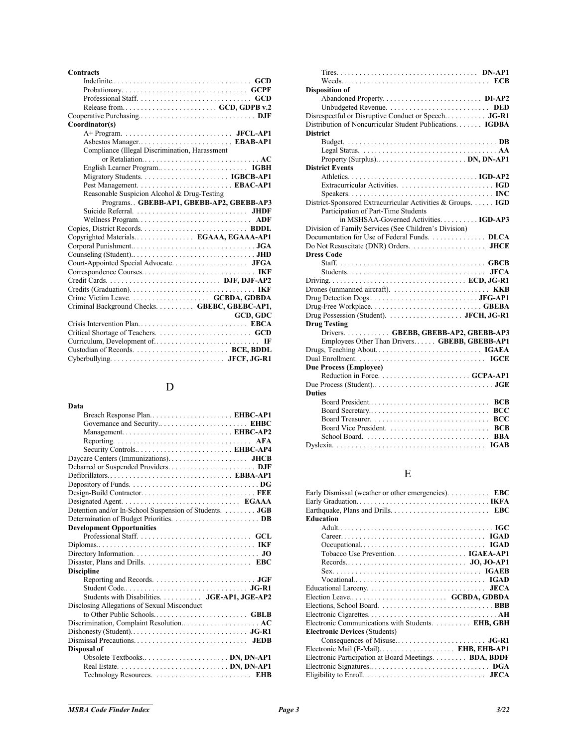**Contracts**

- Indefinite.. . . . . . . . . . . . . . . . . . . . . . . . . . . . . . . . . . . . **GCD**
- Probationary. . . . . . . . . . . . . . . . . . . . . . . . . . . . . . . . . **GCPF**
- Professional Staff. . . . . . . . . . . . . . . . . . . . . . . . . . . . . **GCD**
- Release from. . . . . . . . . . . . . . . . . . . . . . . . **GCD, GDPB v.2**

Cooperative Purchasing.. . . . . . . . . . . . . . . . . . . . . . . . . . . . . **DJF**

**Coordinator(s)**

- A+ Program. . . . . . . . . . . . . . . . . . . . . . . . . . . . **JFCL-AP1**
- Asbestos Manager.. . . . . . . . . . . . . . . . . . . . . . . . **EBAB-AP1**
- Compliance (Illegal Discrimination, Harassment or Retaliation. . . . . . . . . . . . . . . . . . . . . . . . . . . . . . . **AC**
- English Learner Program.. . . . . . . . . . . . . . . . . . . . . . . **IGBH**
- Migratory Students. . . . . . . . . . . . . . . . . . . . . . . **IGBCB-AP1**
- Pest Management. . . . . . . . . . . . . . . . . . . . . . . . . **EBAC-AP1**
- Reasonable Suspicion Alcohol & Drug-Testing Programs. . **GBEBB-AP1, GBEBB-AP2, GBEBB-AP3**
- Suicide Referral. . . . . . . . . . . . . . . . . . . . . . . . . . . . . **JHDF**
- Wellness Program.. . . . . . . . . . . . . . . . . . . . . . . . . . . . **ADF**

Copies, District Records. . . . . . . . . . . . . . . . . . . . . . . . . . . . **BDDL**

Copyrighted Materials.. . . . . . . . . . . . . . . . **EGAAA, EGAAA-AP1**

Corporal Punishment.. . . . . . . . . . . . . . . . . . . . . . . . . . . . . . . **JGA**

Counseling (Student).. . . . . . . . . . . . . . . . . . . . . . . . . . . . . . . **JHD**

Court-Appointed Special Advocate. . . . . . . . . . . . . . . . . . . . **JFGA**

Correspondence Courses.. . . . . . . . . . . . . . . . . . . . . . . . . . . . . **IKF**

Credit Cards. . . . . . . . . . . . . . . . . . . . . . . . . . . . . **DJF, DJF-AP2**

Credits (Graduation). . . . . . . . . . . . . . . . . . . . . . . . . . . . . . . . . **IKF**

Crime Victim Leave. . . . . . . . . . . . . . . . . . . . . **GCBDA, GDBDA**

Criminal Background Checks. . . . . . . . . . **GBEBC, GBEBC-AP1, GCD, GDC**

Crisis Intervention Plan.. . . . . . . . . . . . . . . . . . . . . . . . . . . . **EBCA**

Critical Shortage of Teachers. . . . . . . . . . . . . . . . . . . . . . . . . **GCD**

Curriculum, Development of.. . . . . . . . . . . . . . . . . . . . . . . . . . . **IF**

Custodian of Records. . . . . . . . . . . . . . . . . . . . . . . . . **BCE, BDDL**

Cyberbullying. . . . . . . . . . . . . . . . . . . . . . . . . . . . . **JFCF, JG-R1**

## D

**Data**

- Breach Response Plan.. . . . . . . . . . . . . . . . . . . . . **EHBC-AP1**
- Governance and Security.. . . . . . . . . . . . . . . . . . . . . . . . **EHBC**
- Management. . . . . . . . . . . . . . . . . . . . . . . . . . . . . **EHBC-AP2**
- Reporting. . . . . . . . . . . . . . . . . . . . . . . . . . . . . . . . . . . . **AFA**
- Security Controls.. . . . . . . . . . . . . . . . . . . . . . . . . . **EHBC-AP4**

Daycare Centers (Immunizations). . . . . . . . . . . . . . . . . . . . . **JHCB**

Debarred or Suspended Providers. . . . . . . . . . . . . . . . . . . . . . . **DJF**

Defibrillators.. . . . . . . . . . . . . . . . . . . . . . . . . . . . . . . . **EBBA-AP1**

Depository of Funds. . . . . . . . . . . . . . . . . . . . . . . . . . . . . . . . . **DG**

Design-Build Contractor. . . . . . . . . . . . . . . . . . . . . . . . . . . . . . **FEE**

Designated Agent. . . . . . . . . . . . . . . . . . . . . . . . . . . . . . . **EGAAA**

Detention and/or In-School Suspension of Students. . . . . . . . . **JGB**

Determination of Budget Priorities. . . . . . . . . . . . . . . . . . . . . . **DB**

**Development Opportunities**

- Professional Staff. . . . . . . . . . . . . . . . . . . . . . . . . . . . . **GCL**

Diplomas.. . . . . . . . . . . . . . . . . . . . . . . . . . . . . . . . . . . . . . . . **IKF**

Directory Information. . . . . . . . . . . . . . . . . . . . . . . . . . . . . . . . **JO**

Disaster, Plans and Drills. . . . . . . . . . . . . . . . . . . . . . . . . . . **EBC**

**Discipline**

- Reporting and Records. . . . . . . . . . . . . . . . . . . . . . . . . . . **JGF**
- Student Code.. . . . . . . . . . . . . . . . . . . . . . . . . . . . . . . . **JG-R1**
- Students with Disabilities. . . . . . . . . . . **JGE-AP1, JGE-AP2**

Disclosing Allegations of Sexual Misconduct to Other Public Schools.. . . . . . . . . . . . . . . . . . . . . . . . **GBLB**

Discrimination, Complaint Resolution.. . . . . . . . . . . . . . . . . . . . **AC**

Dishonesty (Student).. . . . . . . . . . . . . . . . . . . . . . . . . . . . . . **JG-R1**

Dismissal Precautions. . . . . . . . . . . . . . . . . . . . . . . . . . . . . . **JEDB**

**Disposal of**

- Obsolete Textbooks.. . . . . . . . . . . . . . . . . . . . . . . **DN, DN-AP1**
- Real Estate. . . . . . . . . . . . . . . . . . . . . . . . . . . . . **DN, DN-AP1**
- Technology Resources. . . . . . . . . . . . . . . . . . . . . . . . . . **EHB**
- Tires. . . . . . . . . . . . . . . . . . . . . . . . . . . . . . . . . . . . . **DN-AP1**
- Weeds.. . . . . . . . . . . . . . . . . . . . . . . . . . . . . . . . . . . . . . **ECB**

**Disposition of**

- Abandoned Property. . . . . . . . . . . . . . . . . . . . . . . . . . **DI-AP2**
- Unbudgeted Revenue. . . . . . . . . . . . . . . . . . . . . . . . . . . **DED**

Disrespectful or Disruptive Conduct or Speech.. . . . . . . . . . . **JG-R1**

Distribution of Noncurricular Student Publications. . . . . . . **IGDBA**

**District**

- Budget. . . . . . . . . . . . . . . . . . . . . . . . . . . . . . . . . . . . . . . . **DB**
- Legal Status. . . . . . . . . . . . . . . . . . . . . . . . . . . . . . . . . . . . **AA**
- Property (Surplus). . . . . . . . . . . . . . . . . . . . . . . . **DN, DN-AP1**

**District Events**

- Athletics. . . . . . . . . . . . . . . . . . . . . . . . . . . . . . . . . . **IGD-AP2**
- Extracurricular Activities. . . . . . . . . . . . . . . . . . . . . . . . . **IGD**
- Speakers. . . . . . . . . . . . . . . . . . . . . . . . . . . . . . . . . . . . . . **INC**

District-Sponsored Extracurricular Activities & Groups. . . . . . **IGD**

- Participation of Part-Time Students in MSHSAA-Governed Activities. . . . . . . . . . **IGD-AP3**

Division of Family Services (See Children's Division)

Documentation for Use of Federal Funds. . . . . . . . . . . . . . . **DLCA**

Do Not Resuscitate (DNR) Orders. . . . . . . . . . . . . . . . . . . . **JHCE**

**Dress Code**

- Staff. . . . . . . . . . . . . . . . . . . . . . . . . . . . . . . . . . . . . . . **GBCB**
- Students. . . . . . . . . . . . . . . . . . . . . . . . . . . . . . . . . . . . **JFCA**

Driving. . . . . . . . . . . . . . . . . . . . . . . . . . . . . . . . . . . **ECD, JG-R1**

Drones (unmanned aircraft). . . . . . . . . . . . . . . . . . . . . . . . . . **KKB**

Drug Detection Dogs.. . . . . . . . . . . . . . . . . . . . . . . . . . . . **JFG-AP1**

Drug-Free Workplace. . . . . . . . . . . . . . . . . . . . . . . . . . . . . **GBEBA**

Drug Possession (Student). . . . . . . . . . . . . . . . . . . . **JFCH, JG-R1**

**Drug Testing**

- Drivers. . . . . . . . . . . . **GBEBB, GBEBB-AP2, GBEBB-AP3**
- Employees Other Than Drivers. . . . . . **GBEBB, GBEBB-AP1**

Drugs, Teaching About. . . . . . . . . . . . . . . . . . . . . . . . . . . . . **IGAEA**

Dual Enrollment. . . . . . . . . . . . . . . . . . . . . . . . . . . . . . . . . . **IGCE**

**Due Process (Employee)**

- Reduction in Force. . . . . . . . . . . . . . . . . . . . . . . . **GCPA-AP1**

Due Process (Student).. . . . . . . . . . . . . . . . . . . . . . . . . . . . . . . **JGE**

**Duties**

- Board President.. . . . . . . . . . . . . . . . . . . . . . . . . . . . . . . **BCB**
- Board Secretary.. . . . . . . . . . . . . . . . . . . . . . . . . . . . . . . **BCC**
- Board Treasurer. . . . . . . . . . . . . . . . . . . . . . . . . . . . . . . **BCC**
- Board Vice President. . . . . . . . . . . . . . . . . . . . . . . . . . . **BCB**
- School Board. . . . . . . . . . . . . . . . . . . . . . . . . . . . . . . . . **BBA**

Dyslexia. . . . . . . . . . . . . . . . . . . . . . . . . . . . . . . . . . . . . . . . **IGAB**

## E

Early Dismissal (weather or other emergencies). . . . . . . . . . . **EBC**

Early Graduation. . . . . . . . . . . . . . . . . . . . . . . . . . . . . . . . . . . **IKFA**

Earthquake, Plans and Drills. . . . . . . . . . . . . . . . . . . . . . . . . . **EBC**

**Education**

- Adult.. . . . . . . . . . . . . . . . . . . . . . . . . . . . . . . . . . . . . . . . **IGC**
- Career.. . . . . . . . . . . . . . . . . . . . . . . . . . . . . . . . . . . . . . **IGAD**
- Occupational.. . . . . . . . . . . . . . . . . . . . . . . . . . . . . . . . . **IGAD**
- Tobacco Use Prevention. . . . . . . . . . . . . . . . . . . . **IGAEA-AP1**
- Records.. . . . . . . . . . . . . . . . . . . . . . . . . . . . . . . . **JO, JO-AP1**
- Sex. . . . . . . . . . . . . . . . . . . . . . . . . . . . . . . . . . . . . . . **IGAEB**
- Vocational.. . . . . . . . . . . . . . . . . . . . . . . . . . . . . . . . . . . **IGAD**

Educational Larceny. . . . . . . . . . . . . . . . . . . . . . . . . . . . . . . . **JECA**

Election Leave.. . . . . . . . . . . . . . . . . . . . . . . . . . **GCBDA, GDBDA**

Elections, School Board. . . . . . . . . . . . . . . . . . . . . . . . . . . . . . **BBB**

Electronic Cigarettes.. . . . . . . . . . . . . . . . . . . . . . . . . . . . . . . . . **AH**

Electronic Communications with Students. . . . . . . . . . **EHB, GBH**

**Electronic Devices** (Students)

- Consequences of Misuse.. . . . . . . . . . . . . . . . . . . . . . . . **JG-R1**

Electronic Mail (E-Mail). . . . . . . . . . . . . . . . . . . . . . **EHB, EHB-AP1**

Electronic Participation at Board Meetings. . . . . . . . . . **BDA, BDDF**

Electronic Signatures.. . . . . . . . . . . . . . . . . . . . . . . . . . . . . . . . **DGA**

Eligibility to Enroll. . . . . . . . . . . . . . . . . . . . . . . . . . . . . . . . . **JECA**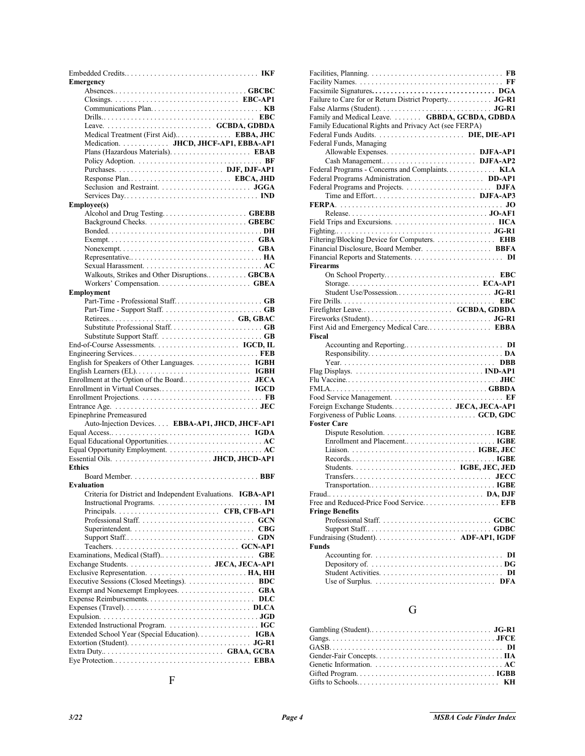Embedded Credits. . . . . . . . . . . . . . . . . . . . . . . . . . . . . . . . . . **IKF**

**Emergency**

- Absences. . . . . . . . . . . . . . . . . . . . . . . . . . . . . . . . . **GBCBC**
- Closings. . . . . . . . . . . . . . . . . . . . . . . . . . . . . . . **EBC-AP1**
- Communications Plan. . . . . . . . . . . . . . . . . . . . . . . . . . . . **KB**
- Drills. . . . . . . . . . . . . . . . . . . . . . . . . . . . . . . . . . . . . . **EBC**
- Leave. . . . . . . . . . . . . . . . . . . . . . . . . . . **GCBDA, GDBDA**
- Medical Treatment (First Aid). . . . . . . . . . . . . . **EBBA, JHC**
- Medication. . . . . . . . . . . . **JHCD, JHCF-AP1, EBBA-AP1**
- Plans (Hazardous Materials). . . . . . . . . . . . . . . . . . . . **EBAB**
- Policy Adoption. . . . . . . . . . . . . . . . . . . . . . . . . . . . . . . . **BF**
- Purchases. . . . . . . . . . . . . . . . . . . . . . . . . . . **DJF, DJF-AP1**
- Response Plan. . . . . . . . . . . . . . . . . . . . . . . . . . **EBCA, JHD**
- Seclusion and Restraint. . . . . . . . . . . . . . . . . . . . . . . **JGGA**
- Services Day. . . . . . . . . . . . . . . . . . . . . . . . . . . . . . . . . . **IND**

**Employee(s)**

- Alcohol and Drug Testing. . . . . . . . . . . . . . . . . . . . . **GBEBB**
- Background Checks. . . . . . . . . . . . . . . . . . . . . . . . . **GBEBC**
- Bonded. . . . . . . . . . . . . . . . . . . . . . . . . . . . . . . . . . . . . . . **DH**
- Exempt. . . . . . . . . . . . . . . . . . . . . . . . . . . . . . . . . . . . . **GBA**
- Nonexempt. . . . . . . . . . . . . . . . . . . . . . . . . . . . . . . . . . **GBA**
- Representative. . . . . . . . . . . . . . . . . . . . . . . . . . . . . . . . . **HA**
- Sexual Harassment. . . . . . . . . . . . . . . . . . . . . . . . . . . . . . . **AC**
- Walkouts, Strikes and Other Disruptions. . . . . . . . . . . **GBCBA**
- Workers' Compensation. . . . . . . . . . . . . . . . . . . . . . . . **GBEA**

**Employment**

- Part-Time - Professional Staff. . . . . . . . . . . . . . . . . . . . . . . **GB**
- Part-Time - Support Staff. . . . . . . . . . . . . . . . . . . . . . . . . **GB**
- Retirees. . . . . . . . . . . . . . . . . . . . . . . . . . . . . . . . **GB, GBAC**
- Substitute Professional Staff. . . . . . . . . . . . . . . . . . . . . . . **GB**
- Substitute Support Staff. . . . . . . . . . . . . . . . . . . . . . . . . . **GB**

End-of-Course Assessments. . . . . . . . . . . . . . . . . . . . . **IGCD, IL**

Engineering Services. . . . . . . . . . . . . . . . . . . . . . . . . . . . . . . . **FEB**

English for Speakers of Other Languages. . . . . . . . . . . . . . **IGBH**

English Learners (EL). . . . . . . . . . . . . . . . . . . . . . . . . . . . . **IGBH**

Enrollment at the Option of the Board. . . . . . . . . . . . . . . . . **JECA**

Enrollment in Virtual Courses. . . . . . . . . . . . . . . . . . . . . . . **IGCD**

Enrollment Projections. . . . . . . . . . . . . . . . . . . . . . . . . . . . . . . **FB**

Entrance Age. . . . . . . . . . . . . . . . . . . . . . . . . . . . . . . . . . . . . **JEC**

Epinephrine Premeasured
  Auto-Injection Devices. . . . **EBBA-AP1, JHCD, JHCF-AP1**

Equal Access. . . . . . . . . . . . . . . . . . . . . . . . . . . . . . . . . . . . **IGDA**

Equal Educational Opportunities. . . . . . . . . . . . . . . . . . . . . . . . **AC**

Equal Opportunity Employment. . . . . . . . . . . . . . . . . . . . . . . . **AC**

Essential Oils. . . . . . . . . . . . . . . . . . . . . . . . . **JHCD, JHCD-AP1**

**Ethics**

- Board Member. . . . . . . . . . . . . . . . . . . . . . . . . . . . . . . . . **BBF**

**Evaluation**

- Criteria for District and Independent Evaluations. **IGBA-AP1**
- Instructional Programs. . . . . . . . . . . . . . . . . . . . . . . . . . . **IM**
- Principals. . . . . . . . . . . . . . . . . . . . . . . . . . . **CFB, CFB-AP1**
- Professional Staff. . . . . . . . . . . . . . . . . . . . . . . . . . . . . **GCN**
- Superintendent. . . . . . . . . . . . . . . . . . . . . . . . . . . . . . . **CBG**
- Support Staff. . . . . . . . . . . . . . . . . . . . . . . . . . . . . . . . . **GDN**
- Teachers. . . . . . . . . . . . . . . . . . . . . . . . . . . . . . . . **GCN-AP1**

Examinations, Medical (Staff). . . . . . . . . . . . . . . . . . . . . . . . **GBE**

Exchange Students. . . . . . . . . . . . . . . . . . . . . . . **JECA, JECA-AP1**

Exclusive Representation. . . . . . . . . . . . . . . . . . . . . . . . . . **HA, HH**

Executive Sessions (Closed Meetings). . . . . . . . . . . . . . . . . . **BDC**

Exempt and Nonexempt Employees. . . . . . . . . . . . . . . . . . . . **GBA**

Expense Reimbursements. . . . . . . . . . . . . . . . . . . . . . . . . . . . **DLC**

Expenses (Travel). . . . . . . . . . . . . . . . . . . . . . . . . . . . . . . . . **DLCA**

Expulsion. . . . . . . . . . . . . . . . . . . . . . . . . . . . . . . . . . . . . . . . . **JGD**

Extended Instructional Program. . . . . . . . . . . . . . . . . . . . . . . . **IGC**

Extended School Year (Special Education). . . . . . . . . . . . . . **IGBA**

Extortion (Student). . . . . . . . . . . . . . . . . . . . . . . . . . . . . . . . **JG-R1**

Extra Duty. . . . . . . . . . . . . . . . . . . . . . . . . . . . . . . . . **GBAA, GCBA**

Eye Protection. . . . . . . . . . . . . . . . . . . . . . . . . . . . . . . . . . . . **EBBA**

# F

Facilities, Planning. . . . . . . . . . . . . . . . . . . . . . . . . . . . . . . . . . . **FB**

Facility Names. . . . . . . . . . . . . . . . . . . . . . . . . . . . . . . . . . . . . . **FF**

Facsimile Signatures. . . . . . . . . . . . . . . . . . . . . . . . . . . . . . . . **DGA**

Failure to Care for or Return District Property. . . . . . . . . . . . **JG-R1**

False Alarms (Student). . . . . . . . . . . . . . . . . . . . . . . . . . . . . **JG-R1**

Family and Medical Leave. . . . . . . . **GBBDA, GCBDA, GDBDA**

Family Educational Rights and Privacy Act (see FERPA)

Federal Funds Audits. . . . . . . . . . . . . . . . . . . . . . . . . **DIE, DIE-AP1**

Federal Funds, Managing

- Allowable Expenses. . . . . . . . . . . . . . . . . . . . . . . . **DJFA-AP1**
- Cash Management. . . . . . . . . . . . . . . . . . . . . . . . . . **DJFA-AP2**

Federal Programs - Concerns and Complaints. . . . . . . . . . . . . **KLA**

Federal Programs Administration. . . . . . . . . . . . . . . . . . . . **DD-AP1**

Federal Programs and Projects. . . . . . . . . . . . . . . . . . . . . . . . **DJFA**

- Time and Effort. . . . . . . . . . . . . . . . . . . . . . . . . . . . . **DJFA-AP3**

**FERPA**. . . . . . . . . . . . . . . . . . . . . . . . . . . . . . . . . . . . . . . . . . . **JO**

- Release. . . . . . . . . . . . . . . . . . . . . . . . . . . . . . . . . . . . . **JO-AF1**

Field Trips and Excursions. . . . . . . . . . . . . . . . . . . . . . . . . . . . **IICA**

Fighting. . . . . . . . . . . . . . . . . . . . . . . . . . . . . . . . . . . . . . . . . . **JG-R1**

Filtering/Blocking Device for Computers. . . . . . . . . . . . . . . . . **EHB**

Financial Disclosure, Board Member. . . . . . . . . . . . . . . . . . . **BBFA**

Financial Reports and Statements. . . . . . . . . . . . . . . . . . . . . . . . . **DI**

**Firearms**

- On School Property. . . . . . . . . . . . . . . . . . . . . . . . . . . . . . . **EBC**
- Storage. . . . . . . . . . . . . . . . . . . . . . . . . . . . . . . . . . . **ECA-AP1**
- Student Use/Possession. . . . . . . . . . . . . . . . . . . . . . . . . . **JG-R1**

Fire Drills. . . . . . . . . . . . . . . . . . . . . . . . . . . . . . . . . . . . . . . . . **EBC**

Firefighter Leave. . . . . . . . . . . . . . . . . . . . . . . . . . . . **GCBDA, GDBDA**

Fireworks (Student). . . . . . . . . . . . . . . . . . . . . . . . . . . . . . . . . **JG-R1**

First Aid and Emergency Medical Care. . . . . . . . . . . . . . . . . . **EBBA**

**Fiscal**

- Accounting and Reporting. . . . . . . . . . . . . . . . . . . . . . . . . . . . **DI**
- Responsibility. . . . . . . . . . . . . . . . . . . . . . . . . . . . . . . . . . . . **DA**
- Year. . . . . . . . . . . . . . . . . . . . . . . . . . . . . . . . . . . . . . . . . . . **DBB**

Flag Displays. . . . . . . . . . . . . . . . . . . . . . . . . . . . . . . . . . . **IND-AP1**

Flu Vaccine. . . . . . . . . . . . . . . . . . . . . . . . . . . . . . . . . . . . . . . . . . **JHC**

FMLA. . . . . . . . . . . . . . . . . . . . . . . . . . . . . . . . . . . . . . . . . . . . **GBBDA**

Food Service Management. . . . . . . . . . . . . . . . . . . . . . . . . . . . . . . **EF**

Foreign Exchange Students. . . . . . . . . . . . . . . . . . . **JECA, JECA-AP1**

Forgiveness of Public Loans. . . . . . . . . . . . . . . . . . . . . . . . **GCD, GDC**

**Foster Care**

- Dispute Resolution. . . . . . . . . . . . . . . . . . . . . . . . . . . . . . . **IGBE**
- Enrollment and Placement. . . . . . . . . . . . . . . . . . . . . . . . . . **IGBE**
- Liaison. . . . . . . . . . . . . . . . . . . . . . . . . . . . . . . . . . . . **IGBE, JEC**
- Records. . . . . . . . . . . . . . . . . . . . . . . . . . . . . . . . . . . . . . . . **IGBE**
- Students. . . . . . . . . . . . . . . . . . . . . . . . . . . . . . . **IGBE, JEC, JED**
- Transfers. . . . . . . . . . . . . . . . . . . . . . . . . . . . . . . . . . . . . . . **JECC**
- Transportation. . . . . . . . . . . . . . . . . . . . . . . . . . . . . . . . . . . . **IGBE**

Fraud. . . . . . . . . . . . . . . . . . . . . . . . . . . . . . . . . . . . . . . . . . . **DA, DJF**

Free and Reduced-Price Food Service. . . . . . . . . . . . . . . . . . . . . **EFB**

**Fringe Benefits**

- Professional Staff. . . . . . . . . . . . . . . . . . . . . . . . . . . . . . . . **GCBC**
- Support Staff. . . . . . . . . . . . . . . . . . . . . . . . . . . . . . . . . . . . **GDBC**

Fundraising (Student). . . . . . . . . . . . . . . . . . . . . . . . . . **ADF-AP1, IGDF**

**Funds**

- Accounting for. . . . . . . . . . . . . . . . . . . . . . . . . . . . . . . . . . . . . **DI**
- Depository of. . . . . . . . . . . . . . . . . . . . . . . . . . . . . . . . . . . . . **DG**
- Student Activities. . . . . . . . . . . . . . . . . . . . . . . . . . . . . . . . . . . **DI**
- Use of Surplus. . . . . . . . . . . . . . . . . . . . . . . . . . . . . . . . . . . . **DFA**

# G

Gambling (Student). . . . . . . . . . . . . . . . . . . . . . . . . . . . . . . . . **JG-R1**

Gangs. . . . . . . . . . . . . . . . . . . . . . . . . . . . . . . . . . . . . . . . . . . . . **JFCE**

GASB. . . . . . . . . . . . . . . . . . . . . . . . . . . . . . . . . . . . . . . . . . . . . . . **DI**

Gender-Fair Concepts. . . . . . . . . . . . . . . . . . . . . . . . . . . . . . . . . . . **IIA**

Genetic Information. . . . . . . . . . . . . . . . . . . . . . . . . . . . . . . . . . . . . **AC**

Gifted Program. . . . . . . . . . . . . . . . . . . . . . . . . . . . . . . . . . . . . . . **IGBB**

Gifts to Schools. . . . . . . . . . . . . . . . . . . . . . . . . . . . . . . . . . . . . . . . **KH**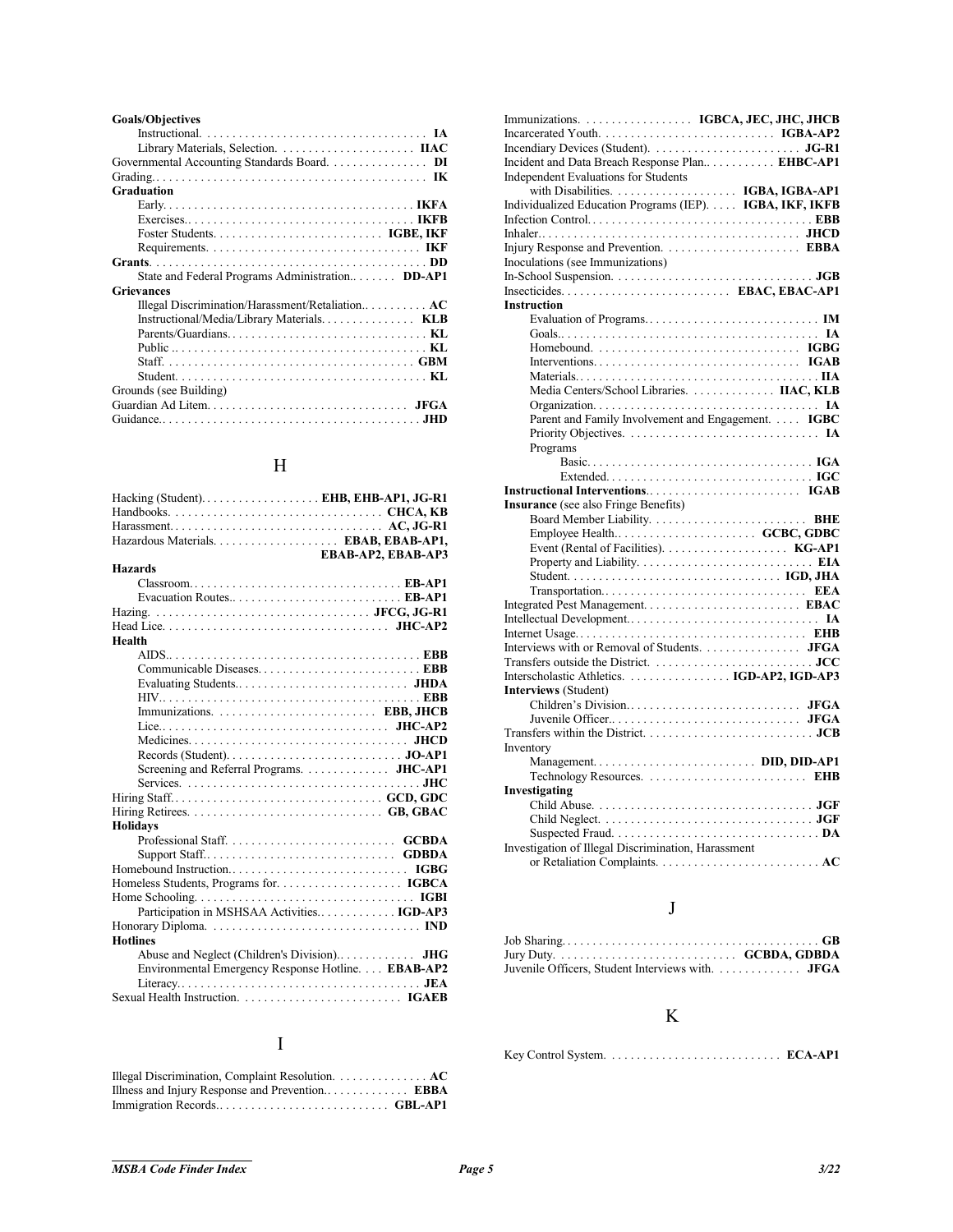**Goals/Objectives**

- Instructional. . . . . . . . . . . . . . . . . . . . . . . . . . . . . . . . . . . . **IA**
- Library Materials, Selection. . . . . . . . . . . . . . . . . . . . . . **IIAC**

Governmental Accounting Standards Board. . . . . . . . . . . . . . . **DI**

Grading. . . . . . . . . . . . . . . . . . . . . . . . . . . . . . . . . . . . . . . . . . . **IK**

**Graduation**

- Early. . . . . . . . . . . . . . . . . . . . . . . . . . . . . . . . . . . . . . . . **IKFA**
- Exercises. . . . . . . . . . . . . . . . . . . . . . . . . . . . . . . . . . . . **IKFB**
- Foster Students. . . . . . . . . . . . . . . . . . . . . . . . . . . . **IGBE, IKF**
- Requirements. . . . . . . . . . . . . . . . . . . . . . . . . . . . . . . . . **IKF**

**Grants**. . . . . . . . . . . . . . . . . . . . . . . . . . . . . . . . . . . . . . . . . . . **DD**

- State and Federal Programs Administration. . . . . . . . **DD-AP1**

**Grievances**

- Illegal Discrimination/Harassment/Retaliation. . . . . . . . . . . **AC**
- Instructional/Media/Library Materials. . . . . . . . . . . . . . . **KLB**
- Parents/Guardians. . . . . . . . . . . . . . . . . . . . . . . . . . . . . . . **KL**
- Public . . . . . . . . . . . . . . . . . . . . . . . . . . . . . . . . . . . . . . . . **KL**
- Staff. . . . . . . . . . . . . . . . . . . . . . . . . . . . . . . . . . . . . . . **GBM**
- Student. . . . . . . . . . . . . . . . . . . . . . . . . . . . . . . . . . . . . . . **KL**

Grounds (see Building)

Guardian Ad Litem. . . . . . . . . . . . . . . . . . . . . . . . . . . . . . . . **JFGA**

Guidance. . . . . . . . . . . . . . . . . . . . . . . . . . . . . . . . . . . . . . . . . **JHD**

## H

Hacking (Student). . . . . . . . . . . . . . . . . . . **EHB, EHB-AP1, JG-R1**

Handbooks. . . . . . . . . . . . . . . . . . . . . . . . . . . . . . . . . **CHCA, KB**

Harassment. . . . . . . . . . . . . . . . . . . . . . . . . . . . . . . . . . . **AC, JG-R1**

Hazardous Materials. . . . . . . . . . . . . . . . . . . . **EBAB, EBAB-AP1, EBAB-AP2, EBAB-AP3**

**Hazards**

- Classroom. . . . . . . . . . . . . . . . . . . . . . . . . . . . . . . . . . **EB-AP1**
- Evacuation Routes. . . . . . . . . . . . . . . . . . . . . . . . . . . **EB-AP1**

Hazing. . . . . . . . . . . . . . . . . . . . . . . . . . . . . . . . . . . **JFCG, JG-R1**

Head Lice. . . . . . . . . . . . . . . . . . . . . . . . . . . . . . . . . . . . **JHC-AP2**

**Health**

- AIDS. . . . . . . . . . . . . . . . . . . . . . . . . . . . . . . . . . . . . . . . **EBB**
- Communicable Diseases. . . . . . . . . . . . . . . . . . . . . . . . . **EBB**
- Evaluating Students. . . . . . . . . . . . . . . . . . . . . . . . . . . **JHDA**
- HIV. . . . . . . . . . . . . . . . . . . . . . . . . . . . . . . . . . . . . . . . . **EBB**
- Immunizations. . . . . . . . . . . . . . . . . . . . . . . . . . **EBB, JHCB**
- Lice. . . . . . . . . . . . . . . . . . . . . . . . . . . . . . . . . . . . . **JHC-AP2**
- Medicines. . . . . . . . . . . . . . . . . . . . . . . . . . . . . . . . . . . **JHCD**
- Records (Student). . . . . . . . . . . . . . . . . . . . . . . . . . . . **JO-AP1**
- Screening and Referral Programs. . . . . . . . . . . . . . **JHC-AP1**
- Services. . . . . . . . . . . . . . . . . . . . . . . . . . . . . . . . . . . . . **JHC**

Hiring Staff. . . . . . . . . . . . . . . . . . . . . . . . . . . . . . . . . . **GCD, GDC**

Hiring Retirees. . . . . . . . . . . . . . . . . . . . . . . . . . . . . . . . **GB, GBAC**

**Holidays**

- Professional Staff. . . . . . . . . . . . . . . . . . . . . . . . . . . **GCBDA**
- Support Staff. . . . . . . . . . . . . . . . . . . . . . . . . . . . . . . **GDBDA**

Homebound Instruction. . . . . . . . . . . . . . . . . . . . . . . . . . . . . **IGBG**

Homeless Students, Programs for. . . . . . . . . . . . . . . . . . . . **IGBCA**

Home Schooling. . . . . . . . . . . . . . . . . . . . . . . . . . . . . . . . . . . . **IGBI**

- Participation in MSHSAA Activities. . . . . . . . . . . . . **IGD-AP3**

Honorary Diploma. . . . . . . . . . . . . . . . . . . . . . . . . . . . . . . . . . **IND**

**Hotlines**

- Abuse and Neglect (Children's Division). . . . . . . . . . . . . **JHG**
- Environmental Emergency Response Hotline. . . . **EBAB-AP2**
- Literacy. . . . . . . . . . . . . . . . . . . . . . . . . . . . . . . . . . . . . . . **JEA**

Sexual Health Instruction. . . . . . . . . . . . . . . . . . . . . . . . . . **IGAEB**

## I

Illegal Discrimination, Complaint Resolution. . . . . . . . . . . . . . . **AC**

Illness and Injury Response and Prevention. . . . . . . . . . . . . **EBBA**

Immigration Records. . . . . . . . . . . . . . . . . . . . . . . . . . . . **GBL-AP1**

Immunizations. . . . . . . . . . . . . . . . . . **IGBCA, JEC, JHC, JHCB**

Incarcerated Youth. . . . . . . . . . . . . . . . . . . . . . . . . . . . . **IGBA-AP2**

Incendiary Devices (Student). . . . . . . . . . . . . . . . . . . . . . . . **JG-R1**

Incident and Data Breach Response Plan. . . . . . . . . . . **EHBC-AP1**

Independent Evaluations for Students

- with Disabilities. . . . . . . . . . . . . . . . . . . . **IGBA, IGBA-AP1**

Individualized Education Programs (IEP). . . . . **IGBA, IKF, IKFB**

Infection Control. . . . . . . . . . . . . . . . . . . . . . . . . . . . . . . . . . . . **EBB**

Inhaler. . . . . . . . . . . . . . . . . . . . . . . . . . . . . . . . . . . . . . . . . . **JHCD**

Injury Response and Prevention. . . . . . . . . . . . . . . . . . . . . . **EBBA**

Inoculations (see Immunizations)

In-School Suspension. . . . . . . . . . . . . . . . . . . . . . . . . . . . . . . . **JGB**

Insecticides. . . . . . . . . . . . . . . . . . . . . . . . . . . **EBAC, EBAC-AP1**

**Instruction**

- Evaluation of Programs. . . . . . . . . . . . . . . . . . . . . . . . . . . . **IM**
- Goals. . . . . . . . . . . . . . . . . . . . . . . . . . . . . . . . . . . . . . . . . . **IA**
- Homebound. . . . . . . . . . . . . . . . . . . . . . . . . . . . . . . . . **IGBG**
- Interventions. . . . . . . . . . . . . . . . . . . . . . . . . . . . . . . . . **IGAB**
- Materials. . . . . . . . . . . . . . . . . . . . . . . . . . . . . . . . . . . . . . **IIA**
- Media Centers/School Libraries. . . . . . . . . . . . . . **IIAC, KLB**
- Organization. . . . . . . . . . . . . . . . . . . . . . . . . . . . . . . . . . . . **IA**
- Parent and Family Involvement and Engagement. . . . . **IGBC**
- Priority Objectives. . . . . . . . . . . . . . . . . . . . . . . . . . . . . . . **IA**
- Programs
  - Basic. . . . . . . . . . . . . . . . . . . . . . . . . . . . . . . . . . . . . **IGA**
  - Extended. . . . . . . . . . . . . . . . . . . . . . . . . . . . . . . . . . **IGC**

**Instructional Interventions**. . . . . . . . . . . . . . . . . . . . . . . . . **IGAB**

**Insurance** (see also Fringe Benefits)

- Board Member Liability. . . . . . . . . . . . . . . . . . . . . . . . . **BHE**
- Employee Health. . . . . . . . . . . . . . . . . . . . . . . . **GCBC, GDBC**
- Event (Rental of Facilities). . . . . . . . . . . . . . . . . . . . **KG-AP1**
- Property and Liability. . . . . . . . . . . . . . . . . . . . . . . . . . . . **EIA**
- Student. . . . . . . . . . . . . . . . . . . . . . . . . . . . . . . . . . **IGD, JHA**
- Transportation. . . . . . . . . . . . . . . . . . . . . . . . . . . . . . . . . **EEA**

Integrated Pest Management. . . . . . . . . . . . . . . . . . . . . . . . . . **EBAC**

Intellectual Development. . . . . . . . . . . . . . . . . . . . . . . . . . . . . . . . **IA**

Internet Usage. . . . . . . . . . . . . . . . . . . . . . . . . . . . . . . . . . . . . . **EHB**

Interviews with or Removal of Students. . . . . . . . . . . . . . . . . **JFGA**

Transfers outside the District. . . . . . . . . . . . . . . . . . . . . . . . . . . **JCC**

Interscholastic Athletics. . . . . . . . . . . . . . . . . . **IGD-AP2, IGD-AP3**

**Interviews** (Student)

- Children's Division. . . . . . . . . . . . . . . . . . . . . . . . . . . . **JFGA**
- Juvenile Officer. . . . . . . . . . . . . . . . . . . . . . . . . . . . . . . **JFGA**

Transfers within the District. . . . . . . . . . . . . . . . . . . . . . . . . . . . **JCB**

Inventory

- Management. . . . . . . . . . . . . . . . . . . . . . . . . . . **DID, DID-AP1**
- Technology Resources. . . . . . . . . . . . . . . . . . . . . . . . . . . **EHB**

**Investigating**

- Child Abuse. . . . . . . . . . . . . . . . . . . . . . . . . . . . . . . . . . . . **JGF**
- Child Neglect. . . . . . . . . . . . . . . . . . . . . . . . . . . . . . . . . . . **JGF**
- Suspected Fraud. . . . . . . . . . . . . . . . . . . . . . . . . . . . . . . . . **DA**

Investigation of Illegal Discrimination, Harassment

- or Retaliation Complaints. . . . . . . . . . . . . . . . . . . . . . . . . . . **AC**

## J

Job Sharing. . . . . . . . . . . . . . . . . . . . . . . . . . . . . . . . . . . . . . . . . . **GB**

Jury Duty. . . . . . . . . . . . . . . . . . . . . . . . . . . . . . . **GCBDA, GDBDA**

Juvenile Officers, Student Interviews with. . . . . . . . . . . . . . **JFGA**

## K

Key Control System. . . . . . . . . . . . . . . . . . . . . . . . . . . . **ECA-AP1**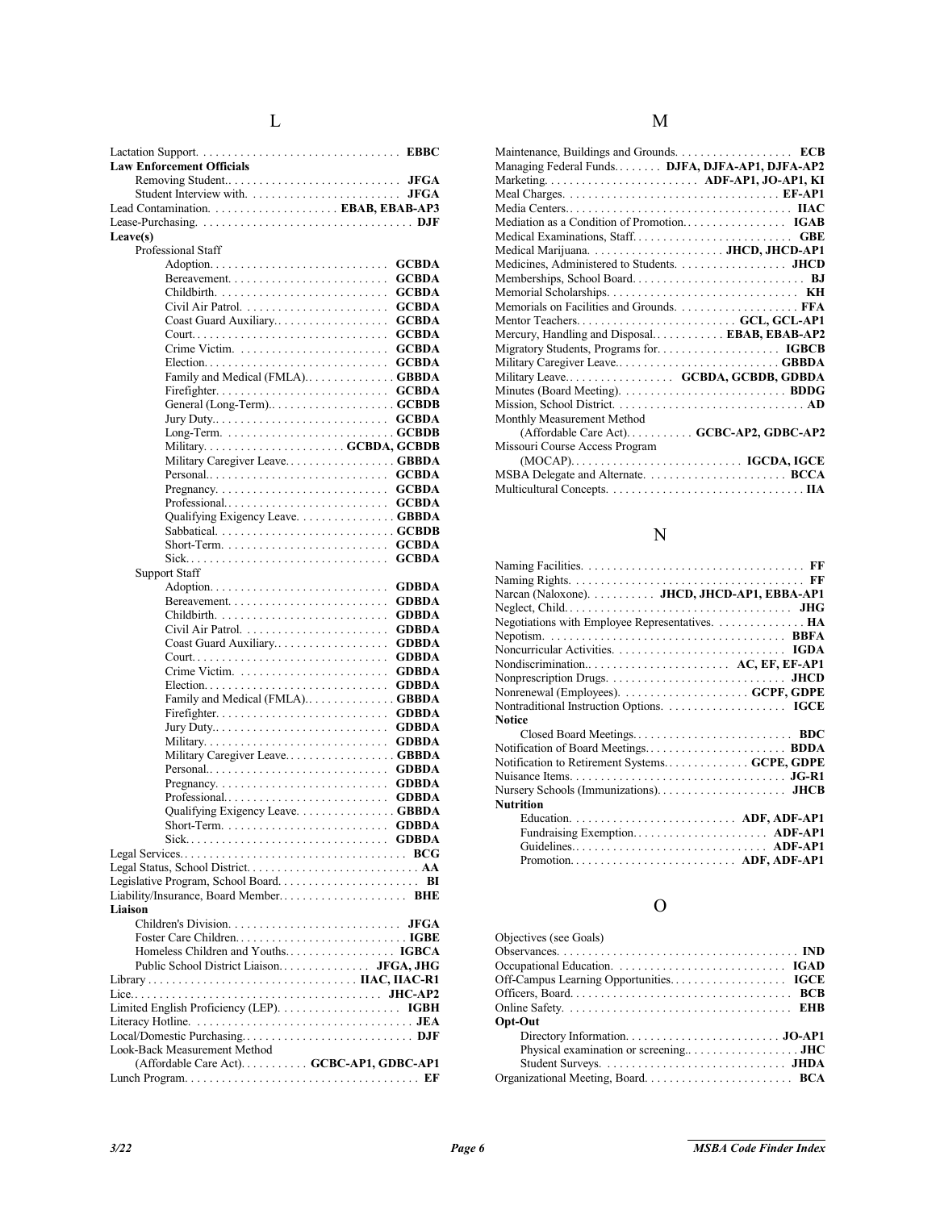## L

Lactation Support. . . . . . . . . . . . . . . . . . . . . . . . . . . . . . . . . **EBBC**

**Law Enforcement Officials**

- Removing Student.. . . . . . . . . . . . . . . . . . . . . . . . . . . . **JFGA**
- Student Interview with. . . . . . . . . . . . . . . . . . . . . . . . **JFGA**

Lead Contamination. . . . . . . . . . . . . . . . . . . . **EBAB, EBAB-AP3**

Lease-Purchasing. . . . . . . . . . . . . . . . . . . . . . . . . . . . . . . . . . **DJF**

**Leave(s)**

- Professional Staff
  - Adoption. . . . . . . . . . . . . . . . . . . . . . . . . . . . . **GCBDA**
  - Bereavement. . . . . . . . . . . . . . . . . . . . . . . . . . **GCBDA**
  - Childbirth. . . . . . . . . . . . . . . . . . . . . . . . . . . **GCBDA**
  - Civil Air Patrol. . . . . . . . . . . . . . . . . . . . . . . . **GCBDA**
  - Coast Guard Auxiliary.. . . . . . . . . . . . . . . . . . **GCBDA**
  - Court. . . . . . . . . . . . . . . . . . . . . . . . . . . . . . . **GCBDA**
  - Crime Victim. . . . . . . . . . . . . . . . . . . . . . . . . **GCBDA**
  - Election. . . . . . . . . . . . . . . . . . . . . . . . . . . . . **GCBDA**
  - Family and Medical (FMLA).. . . . . . . . . . . . . . **GBBDA**
  - Firefighter. . . . . . . . . . . . . . . . . . . . . . . . . . . **GCBDA**
  - General (Long-Term).. . . . . . . . . . . . . . . . . . . . **GCBDB**
  - Jury Duty.. . . . . . . . . . . . . . . . . . . . . . . . . . . **GCBDA**
  - Long-Term. . . . . . . . . . . . . . . . . . . . . . . . . . . **GCBDB**
  - Military. . . . . . . . . . . . . . . . . . . . . . **GCBDA, GCBDB**
  - Military Caregiver Leave.. . . . . . . . . . . . . . . . . **GBBDA**
  - Personal.. . . . . . . . . . . . . . . . . . . . . . . . . . . . **GCBDA**
  - Pregnancy. . . . . . . . . . . . . . . . . . . . . . . . . . . **GCBDA**
  - Professional.. . . . . . . . . . . . . . . . . . . . . . . . . **GCBDA**
  - Qualifying Exigency Leave. . . . . . . . . . . . . . . . **GBBDA**
  - Sabbatical. . . . . . . . . . . . . . . . . . . . . . . . . . . . **GCBDB**
  - Short-Term. . . . . . . . . . . . . . . . . . . . . . . . . . . **GCBDA**
  - Sick. . . . . . . . . . . . . . . . . . . . . . . . . . . . . . . . **GCBDA**
- Support Staff
  - Adoption. . . . . . . . . . . . . . . . . . . . . . . . . . . . . **GDBDA**
  - Bereavement. . . . . . . . . . . . . . . . . . . . . . . . . . **GDBDA**
  - Childbirth. . . . . . . . . . . . . . . . . . . . . . . . . . . **GDBDA**
  - Civil Air Patrol. . . . . . . . . . . . . . . . . . . . . . . . **GDBDA**
  - Coast Guard Auxiliary.. . . . . . . . . . . . . . . . . . **GDBDA**
  - Court. . . . . . . . . . . . . . . . . . . . . . . . . . . . . . . **GDBDA**
  - Crime Victim. . . . . . . . . . . . . . . . . . . . . . . . . **GDBDA**
  - Election. . . . . . . . . . . . . . . . . . . . . . . . . . . . . **GDBDA**
  - Family and Medical (FMLA).. . . . . . . . . . . . . . **GBBDA**
  - Firefighter. . . . . . . . . . . . . . . . . . . . . . . . . . . **GDBDA**
  - Jury Duty.. . . . . . . . . . . . . . . . . . . . . . . . . . . **GDBDA**
  - Military. . . . . . . . . . . . . . . . . . . . . . . . . . . . . **GDBDA**
  - Military Caregiver Leave.. . . . . . . . . . . . . . . . . **GBBDA**
  - Personal.. . . . . . . . . . . . . . . . . . . . . . . . . . . . **GDBDA**
  - Pregnancy. . . . . . . . . . . . . . . . . . . . . . . . . . . **GDBDA**
  - Professional.. . . . . . . . . . . . . . . . . . . . . . . . . **GDBDA**
  - Qualifying Exigency Leave. . . . . . . . . . . . . . . . **GBBDA**
  - Short-Term. . . . . . . . . . . . . . . . . . . . . . . . . . . **GDBDA**
  - Sick. . . . . . . . . . . . . . . . . . . . . . . . . . . . . . . . **GDBDA**

Legal Services.. . . . . . . . . . . . . . . . . . . . . . . . . . . . . . . . . . . . **BCG**

Legal Status, School District. . . . . . . . . . . . . . . . . . . . . . . . . . . **AA**

Legislative Program, School Board. . . . . . . . . . . . . . . . . . . . . . . **BI**

Liability/Insurance, Board Member. . . . . . . . . . . . . . . . . . . . . **BHE**

**Liaison**

- Children's Division. . . . . . . . . . . . . . . . . . . . . . . . . . . . **JFGA**
- Foster Care Children. . . . . . . . . . . . . . . . . . . . . . . . . . . **IGBE**
- Homeless Children and Youths.. . . . . . . . . . . . . . . . . . **IGBCA**
- Public School District Liaison.. . . . . . . . . . . . . . . **JFGA, JHG**

Library . . . . . . . . . . . . . . . . . . . . . . . . . . . . . . . . . **IIAC, IIAC-R1**

Lice. . . . . . . . . . . . . . . . . . . . . . . . . . . . . . . . . . . . . . . . . **JHC-AP2**

Limited English Proficiency (LEP). . . . . . . . . . . . . . . . . . . . **IGBH**

Literacy Hotline. . . . . . . . . . . . . . . . . . . . . . . . . . . . . . . . . . . **JEA**

Local/Domestic Purchasing. . . . . . . . . . . . . . . . . . . . . . . . . . . . **DJF**

Look-Back Measurement Method

- (Affordable Care Act). . . . . . . . . . . **GCBC-AP1, GDBC-AP1**

Lunch Program. . . . . . . . . . . . . . . . . . . . . . . . . . . . . . . . . . . . . . **EF**

## M

Maintenance, Buildings and Grounds. . . . . . . . . . . . . . . . . . . **ECB**

Managing Federal Funds.. . . . . . . . . **DJFA, DJFA-AP1, DJFA-AP2**

Marketing. . . . . . . . . . . . . . . . . . . . . . . . . **ADF-AP1, JO-AP1, KI**

Meal Charges. . . . . . . . . . . . . . . . . . . . . . . . . . . . . . . . . . . **EF-AP1**

Media Centers.. . . . . . . . . . . . . . . . . . . . . . . . . . . . . . . . . . . . **IIAC**

Mediation as a Condition of Promotion. . . . . . . . . . . . . . . . . **IGAB**

Medical Examinations, Staff. . . . . . . . . . . . . . . . . . . . . . . . . . **GBE**

Medical Marijuana. . . . . . . . . . . . . . . . . . . . . . . **JHCD, JHCD-AP1**

Medicines, Administered to Students. . . . . . . . . . . . . . . . . . **JHCD**

Memberships, School Board. . . . . . . . . . . . . . . . . . . . . . . . . . . . **BJ**

Memorial Scholarships. . . . . . . . . . . . . . . . . . . . . . . . . . . . . . . . **KH**

Memorials on Facilities and Grounds. . . . . . . . . . . . . . . . . . . . **FFA**

Mentor Teachers. . . . . . . . . . . . . . . . . . . . . . . . . . . **GCL, GCL-AP1**

Mercury, Handling and Disposal.. . . . . . . . . . . . **EBAB, EBAB-AP2**

Migratory Students, Programs for. . . . . . . . . . . . . . . . . . . . **IGBCB**

Military Caregiver Leave.. . . . . . . . . . . . . . . . . . . . . . . . . . . **GBBDA**

Military Leave.. . . . . . . . . . . . . . . . . . **GCBDA, GCBDB, GDBDA**

Minutes (Board Meeting). . . . . . . . . . . . . . . . . . . . . . . . . . . **BDDG**

Mission, School District. . . . . . . . . . . . . . . . . . . . . . . . . . . . . . . **AD**

Monthly Measurement Method

- (Affordable Care Act). . . . . . . . . . . **GCBC-AP2, GDBC-AP2**

Missouri Course Access Program

- (MOCAP). . . . . . . . . . . . . . . . . . . . . . . . . . . . . **IGCDA, IGCE**

MSBA Delegate and Alternate. . . . . . . . . . . . . . . . . . . . . . . . **BCCA**

Multicultural Concepts. . . . . . . . . . . . . . . . . . . . . . . . . . . . . . . **IIA**

## N

Naming Facilities. . . . . . . . . . . . . . . . . . . . . . . . . . . . . . . . . . . . **FF**

Naming Rights. . . . . . . . . . . . . . . . . . . . . . . . . . . . . . . . . . . . . . **FF**

Narcan (Naloxone). . . . . . . . . . . **JHCD, JHCD-AP1, EBBA-AP1**

Neglect, Child. . . . . . . . . . . . . . . . . . . . . . . . . . . . . . . . . . . . . **JHG**

Negotiations with Employee Representatives. . . . . . . . . . . . . . . **HA**

Nepotism. . . . . . . . . . . . . . . . . . . . . . . . . . . . . . . . . . . . . . . . **BBFA**

Noncurricular Activities. . . . . . . . . . . . . . . . . . . . . . . . . . . . . **IGDA**

Nondiscrimination.. . . . . . . . . . . . . . . . . . . . . . . **AC, EF, EF-AP1**

Nonprescription Drugs. . . . . . . . . . . . . . . . . . . . . . . . . . . . . . **JHCD**

Nonrenewal (Employees). . . . . . . . . . . . . . . . . . . . . . **GCPF, GDPE**

Nontraditional Instruction Options. . . . . . . . . . . . . . . . . . . . . **IGCE**

**Notice**

- Closed Board Meetings. . . . . . . . . . . . . . . . . . . . . . . . . . . **BDC**

Notification of Board Meetings. . . . . . . . . . . . . . . . . . . . . . . . **BDDA**

Notification to Retirement Systems.. . . . . . . . . . . . . . **GCPE, GDPE**

Nuisance Items. . . . . . . . . . . . . . . . . . . . . . . . . . . . . . . . . . . . **JG-R1**

Nursery Schools (Immunizations). . . . . . . . . . . . . . . . . . . . . . **JHCB**

**Nutrition**

- Education. . . . . . . . . . . . . . . . . . . . . . . . . . . . **ADF, ADF-AP1**
- Fundraising Exemption. . . . . . . . . . . . . . . . . . . . . . . **ADF-AP1**
- Guidelines. . . . . . . . . . . . . . . . . . . . . . . . . . . . . . . . . **ADF-AP1**
- Promotion. . . . . . . . . . . . . . . . . . . . . . . . . . . . **ADF, ADF-AP1**

## O

Objectives (see Goals)

Observances. . . . . . . . . . . . . . . . . . . . . . . . . . . . . . . . . . . . . . . **IND**

Occupational Education. . . . . . . . . . . . . . . . . . . . . . . . . . . . . **IGAD**

Off-Campus Learning Opportunities. . . . . . . . . . . . . . . . . . . . **IGCE**

Officers, Board. . . . . . . . . . . . . . . . . . . . . . . . . . . . . . . . . . . . . **BCB**

Online Safety. . . . . . . . . . . . . . . . . . . . . . . . . . . . . . . . . . . . . . **EHB**

**Opt-Out**

- Directory Information. . . . . . . . . . . . . . . . . . . . . . . . . . **JO-AP1**
- Physical examination or screening.. . . . . . . . . . . . . . . . . . . **JHC**
- Student Surveys. . . . . . . . . . . . . . . . . . . . . . . . . . . . . . . . **JHDA**

Organizational Meeting, Board. . . . . . . . . . . . . . . . . . . . . . . . . **BCA**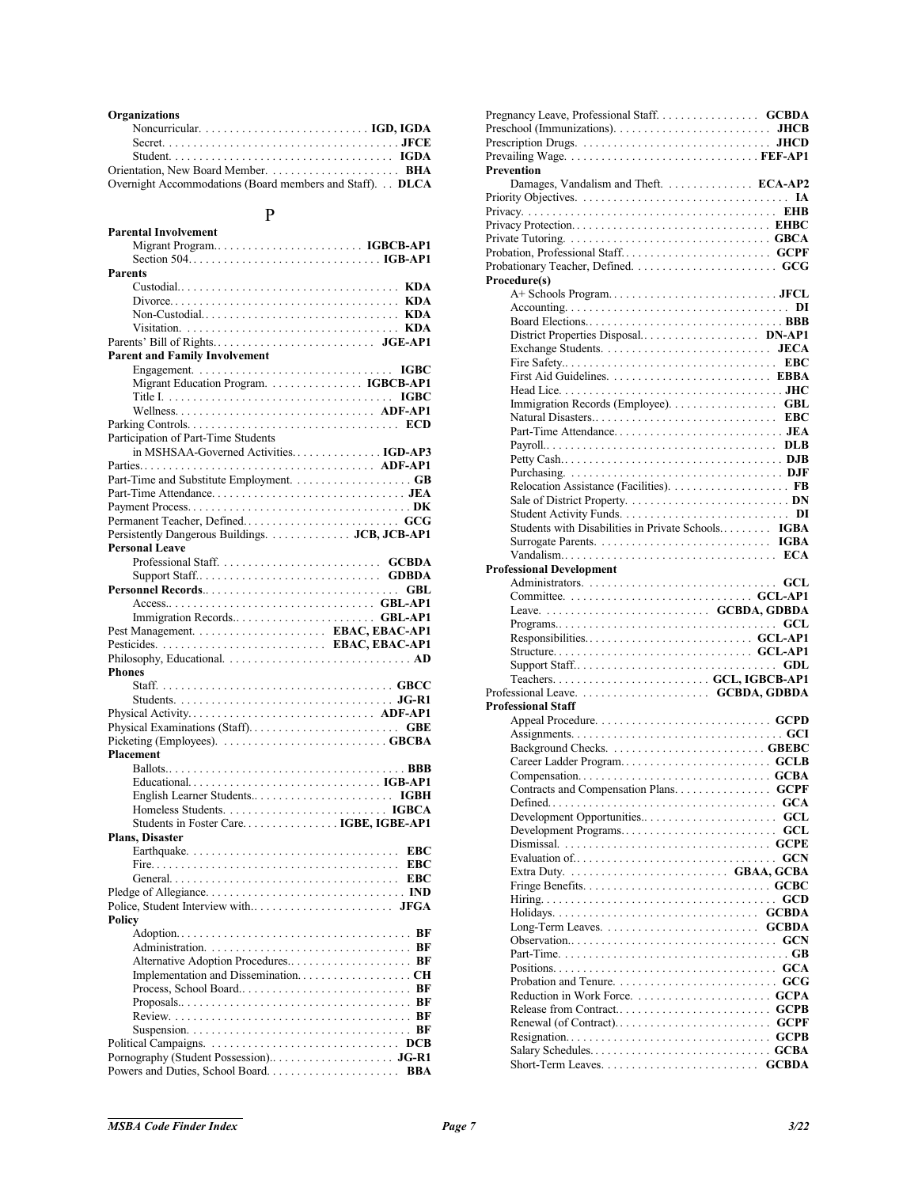**Organizations**

- Noncurricular. . . . . . . . . . . . . . . . . . . . . . . . . . . . **IGD, IGDA**
- Secret. . . . . . . . . . . . . . . . . . . . . . . . . . . . . . . . . . . . . . **JFCE**
- Student. . . . . . . . . . . . . . . . . . . . . . . . . . . . . . . . . . . . . **IGDA**

Orientation, New Board Member. . . . . . . . . . . . . . . . . . . . . . **BHA**

Overnight Accommodations (Board members and Staff). . . **DLCA**

## P

**Parental Involvement**

- Migrant Program. . . . . . . . . . . . . . . . . . . . . . . . . **IGBCB-AP1**
- Section 504. . . . . . . . . . . . . . . . . . . . . . . . . . . . . . . **IGB-AP1**

**Parents**

- Custodial. . . . . . . . . . . . . . . . . . . . . . . . . . . . . . . . . . . **KDA**
- Divorce. . . . . . . . . . . . . . . . . . . . . . . . . . . . . . . . . . . . . **KDA**
- Non-Custodial. . . . . . . . . . . . . . . . . . . . . . . . . . . . . . . **KDA**
- Visitation. . . . . . . . . . . . . . . . . . . . . . . . . . . . . . . . . . . **KDA**

Parents' Bill of Rights. . . . . . . . . . . . . . . . . . . . . . . . . . . **JGE-AP1**

**Parent and Family Involvement**

- Engagement. . . . . . . . . . . . . . . . . . . . . . . . . . . . . . . . **IGBC**
- Migrant Education Program. . . . . . . . . . . . . . . . **IGBCB-AP1**
- Title I. . . . . . . . . . . . . . . . . . . . . . . . . . . . . . . . . . . . . **IGBC**
- Wellness. . . . . . . . . . . . . . . . . . . . . . . . . . . . . . . . . **ADF-AP1**

Parking Controls. . . . . . . . . . . . . . . . . . . . . . . . . . . . . . . . . . . **ECD**

Participation of Part-Time Students in MSHSAA-Governed Activities. . . . . . . . . . . . . . . **IGD-AP3**

Parties. . . . . . . . . . . . . . . . . . . . . . . . . . . . . . . . . . . . . . . **ADF-AP1**

Part-Time and Substitute Employment. . . . . . . . . . . . . . . . . . . . **GB**

Part-Time Attendance. . . . . . . . . . . . . . . . . . . . . . . . . . . . . . . . **JEA**

Payment Process. . . . . . . . . . . . . . . . . . . . . . . . . . . . . . . . . . . . . **DK**

Permanent Teacher, Defined. . . . . . . . . . . . . . . . . . . . . . . . . . **GCG**

Persistently Dangerous Buildings. . . . . . . . . . . . . . **JCB, JCB-AP1**

**Personal Leave**

- Professional Staff. . . . . . . . . . . . . . . . . . . . . . . . . . . **GCBDA**
- Support Staff. . . . . . . . . . . . . . . . . . . . . . . . . . . . . . **GDBDA**

**Personnel Records**. . . . . . . . . . . . . . . . . . . . . . . . . . . . . . . . . **GBL**

- Access. . . . . . . . . . . . . . . . . . . . . . . . . . . . . . . . . . . **GBL-AP1**
- Immigration Records. . . . . . . . . . . . . . . . . . . . . . . **GBL-AP1**

Pest Management. . . . . . . . . . . . . . . . . . . . . . **EBAC, EBAC-AP1**

Pesticides. . . . . . . . . . . . . . . . . . . . . . . . . . . . **EBAC, EBAC-AP1**

Philosophy, Educational. . . . . . . . . . . . . . . . . . . . . . . . . . . . . . . **AD**

**Phones**

- Staff. . . . . . . . . . . . . . . . . . . . . . . . . . . . . . . . . . . . . . . **GBCC**
- Students. . . . . . . . . . . . . . . . . . . . . . . . . . . . . . . . . . . . **JG-R1**

Physical Activity. . . . . . . . . . . . . . . . . . . . . . . . . . . . . . . . **ADF-AP1**

Physical Examinations (Staff). . . . . . . . . . . . . . . . . . . . . . . . . **GBE**

Picketing (Employees). . . . . . . . . . . . . . . . . . . . . . . . . . . . **GBCBA**

**Placement**

- Ballots. . . . . . . . . . . . . . . . . . . . . . . . . . . . . . . . . . . . . . . **BBB**
- Educational. . . . . . . . . . . . . . . . . . . . . . . . . . . . . . . . **IGB-AP1**
- English Learner Students. . . . . . . . . . . . . . . . . . . . . . . . **IGBH**
- Homeless Students. . . . . . . . . . . . . . . . . . . . . . . . . . . **IGBCA**
- Students in Foster Care. . . . . . . . . . . . . . . . . **IGBE, IGBE-AP1**

**Plans, Disaster**

- Earthquake. . . . . . . . . . . . . . . . . . . . . . . . . . . . . . . . . . . **EBC**
- Fire. . . . . . . . . . . . . . . . . . . . . . . . . . . . . . . . . . . . . . . . . **EBC**
- General. . . . . . . . . . . . . . . . . . . . . . . . . . . . . . . . . . . . . . **EBC**

Pledge of Allegiance. . . . . . . . . . . . . . . . . . . . . . . . . . . . . . . . . **IND**

Police, Student Interview with. . . . . . . . . . . . . . . . . . . . . . . . . **JFGA**

**Policy**

- Adoption. . . . . . . . . . . . . . . . . . . . . . . . . . . . . . . . . . . . . . . **BF**
- Administration. . . . . . . . . . . . . . . . . . . . . . . . . . . . . . . . . . **BF**
- Alternative Adoption Procedures. . . . . . . . . . . . . . . . . . . . . **BF**
- Implementation and Dissemination. . . . . . . . . . . . . . . . . . . **CH**
- Process, School Board. . . . . . . . . . . . . . . . . . . . . . . . . . . . **BF**
- Proposals. . . . . . . . . . . . . . . . . . . . . . . . . . . . . . . . . . . . . . **BF**
- Review. . . . . . . . . . . . . . . . . . . . . . . . . . . . . . . . . . . . . . . . **BF**
- Suspension. . . . . . . . . . . . . . . . . . . . . . . . . . . . . . . . . . . . . **BF**

Political Campaigns. . . . . . . . . . . . . . . . . . . . . . . . . . . . . . . . **DCB**

Pornography (Student Possession). . . . . . . . . . . . . . . . . . . . . **JG-R1**

Powers and Duties, School Board. . . . . . . . . . . . . . . . . . . . . . **BBA**

Pregnancy Leave, Professional Staff. . . . . . . . . . . . . . . . . **GCBDA**

Preschool (Immunizations). . . . . . . . . . . . . . . . . . . . . . . . . . . **JHCB**

Prescription Drugs. . . . . . . . . . . . . . . . . . . . . . . . . . . . . . . . . **JHCD**

Prevailing Wage. . . . . . . . . . . . . . . . . . . . . . . . . . . . . . . . . **FEF-AP1**

**Prevention**

- Damages, Vandalism and Theft. . . . . . . . . . . . . . . **ECA-AP2**

Priority Objectives. . . . . . . . . . . . . . . . . . . . . . . . . . . . . . . . . . . . **IA**

Privacy. . . . . . . . . . . . . . . . . . . . . . . . . . . . . . . . . . . . . . . . . . . **EHB**

Privacy Protection. . . . . . . . . . . . . . . . . . . . . . . . . . . . . . . . . . **EHBC**

Private Tutoring. . . . . . . . . . . . . . . . . . . . . . . . . . . . . . . . . . . **GBCA**

Probation, Professional Staff. . . . . . . . . . . . . . . . . . . . . . . . . . **GCPF**

Probationary Teacher, Defined. . . . . . . . . . . . . . . . . . . . . . . . . **GCG**

**Procedure(s)**

- A+ Schools Program. . . . . . . . . . . . . . . . . . . . . . . . . . . . . **JFCL**
- Accounting. . . . . . . . . . . . . . . . . . . . . . . . . . . . . . . . . . . . . . **DI**
- Board Elections. . . . . . . . . . . . . . . . . . . . . . . . . . . . . . . . . **BBB**
- District Properties Disposal. . . . . . . . . . . . . . . . . . . . . **DN-AP1**
- Exchange Students. . . . . . . . . . . . . . . . . . . . . . . . . . . . . **JECA**
- Fire Safety. . . . . . . . . . . . . . . . . . . . . . . . . . . . . . . . . . . . . **EBC**
- First Aid Guidelines. . . . . . . . . . . . . . . . . . . . . . . . . . . . . **EBBA**
- Head Lice. . . . . . . . . . . . . . . . . . . . . . . . . . . . . . . . . . . . . . **JHC**
- Immigration Records (Employee). . . . . . . . . . . . . . . . . . . . **GBL**
- Natural Disasters. . . . . . . . . . . . . . . . . . . . . . . . . . . . . . . . . **EBC**
- Part-Time Attendance. . . . . . . . . . . . . . . . . . . . . . . . . . . . . **JEA**
- Payroll. . . . . . . . . . . . . . . . . . . . . . . . . . . . . . . . . . . . . . . . **DLB**
- Petty Cash. . . . . . . . . . . . . . . . . . . . . . . . . . . . . . . . . . . . . **DJB**
- Purchasing. . . . . . . . . . . . . . . . . . . . . . . . . . . . . . . . . . . . . **DJF**
- Relocation Assistance (Facilities). . . . . . . . . . . . . . . . . . . . . **FB**
- Sale of District Property. . . . . . . . . . . . . . . . . . . . . . . . . . . . **DN**
- Student Activity Funds. . . . . . . . . . . . . . . . . . . . . . . . . . . . . . **DI**
- Students with Disabilities in Private Schools. . . . . . . . . . . **IGBA**
- Surrogate Parents. . . . . . . . . . . . . . . . . . . . . . . . . . . . . . . **IGBA**
- Vandalism. . . . . . . . . . . . . . . . . . . . . . . . . . . . . . . . . . . . . . **ECA**

**Professional Development**

- Administrators. . . . . . . . . . . . . . . . . . . . . . . . . . . . . . . . . . **GCL**
- Committee. . . . . . . . . . . . . . . . . . . . . . . . . . . . . . . . . . **GCL-AP1**
- Leave. . . . . . . . . . . . . . . . . . . . . . . . . . . . . . . **GCBDA, GDBDA**
- Programs. . . . . . . . . . . . . . . . . . . . . . . . . . . . . . . . . . . . . . **GCL**
- Responsibilities. . . . . . . . . . . . . . . . . . . . . . . . . . . . . . **GCL-AP1**
- Structure. . . . . . . . . . . . . . . . . . . . . . . . . . . . . . . . . . . **GCL-AP1**
- Support Staff. . . . . . . . . . . . . . . . . . . . . . . . . . . . . . . . . . . **GDL**
- Teachers. . . . . . . . . . . . . . . . . . . . . . . . . . . . . . **GCL, IGBCB-AP1**

Professional Leave. . . . . . . . . . . . . . . . . . . . . . . . . . **GCBDA, GDBDA**

**Professional Staff**

- Appeal Procedure. . . . . . . . . . . . . . . . . . . . . . . . . . . . . . . **GCPD**
- Assignments. . . . . . . . . . . . . . . . . . . . . . . . . . . . . . . . . . . . . **GCI**
- Background Checks. . . . . . . . . . . . . . . . . . . . . . . . . . . . . **GBEBC**
- Career Ladder Program. . . . . . . . . . . . . . . . . . . . . . . . . . . **GCLB**
- Compensation. . . . . . . . . . . . . . . . . . . . . . . . . . . . . . . . . . . **GCBA**
- Contracts and Compensation Plans. . . . . . . . . . . . . . . . . . **GCPF**
- Defined. . . . . . . . . . . . . . . . . . . . . . . . . . . . . . . . . . . . . . . . . **GCA**
- Development Opportunities. . . . . . . . . . . . . . . . . . . . . . . . . **GCL**
- Development Programs. . . . . . . . . . . . . . . . . . . . . . . . . . . . **GCL**
- Dismissal. . . . . . . . . . . . . . . . . . . . . . . . . . . . . . . . . . . . . . **GCPE**
- Evaluation of. . . . . . . . . . . . . . . . . . . . . . . . . . . . . . . . . . . . **GCN**
- Extra Duty. . . . . . . . . . . . . . . . . . . . . . . . . . . . . . **GBAA, GCBA**
- Fringe Benefits. . . . . . . . . . . . . . . . . . . . . . . . . . . . . . . . . . **GCBC**
- Hiring. . . . . . . . . . . . . . . . . . . . . . . . . . . . . . . . . . . . . . . . . . **GCD**
- Holidays. . . . . . . . . . . . . . . . . . . . . . . . . . . . . . . . . . . . . **GCBDA**
- Long-Term Leaves. . . . . . . . . . . . . . . . . . . . . . . . . . . . . . **GCBDA**
- Observation. . . . . . . . . . . . . . . . . . . . . . . . . . . . . . . . . . . . . **GCN**
- Part-Time. . . . . . . . . . . . . . . . . . . . . . . . . . . . . . . . . . . . . . . . **GB**
- Positions. . . . . . . . . . . . . . . . . . . . . . . . . . . . . . . . . . . . . . . **GCA**
- Probation and Tenure. . . . . . . . . . . . . . . . . . . . . . . . . . . . . **GCG**
- Reduction in Work Force. . . . . . . . . . . . . . . . . . . . . . . . . . **GCPA**
- Release from Contract. . . . . . . . . . . . . . . . . . . . . . . . . . . . **GCPB**
- Renewal (of Contract). . . . . . . . . . . . . . . . . . . . . . . . . . . . **GCPF**
- Resignation. . . . . . . . . . . . . . . . . . . . . . . . . . . . . . . . . . . . **GCPB**
- Salary Schedules. . . . . . . . . . . . . . . . . . . . . . . . . . . . . . . . **GCBA**
- Short-Term Leaves. . . . . . . . . . . . . . . . . . . . . . . . . . . . . **GCBDA**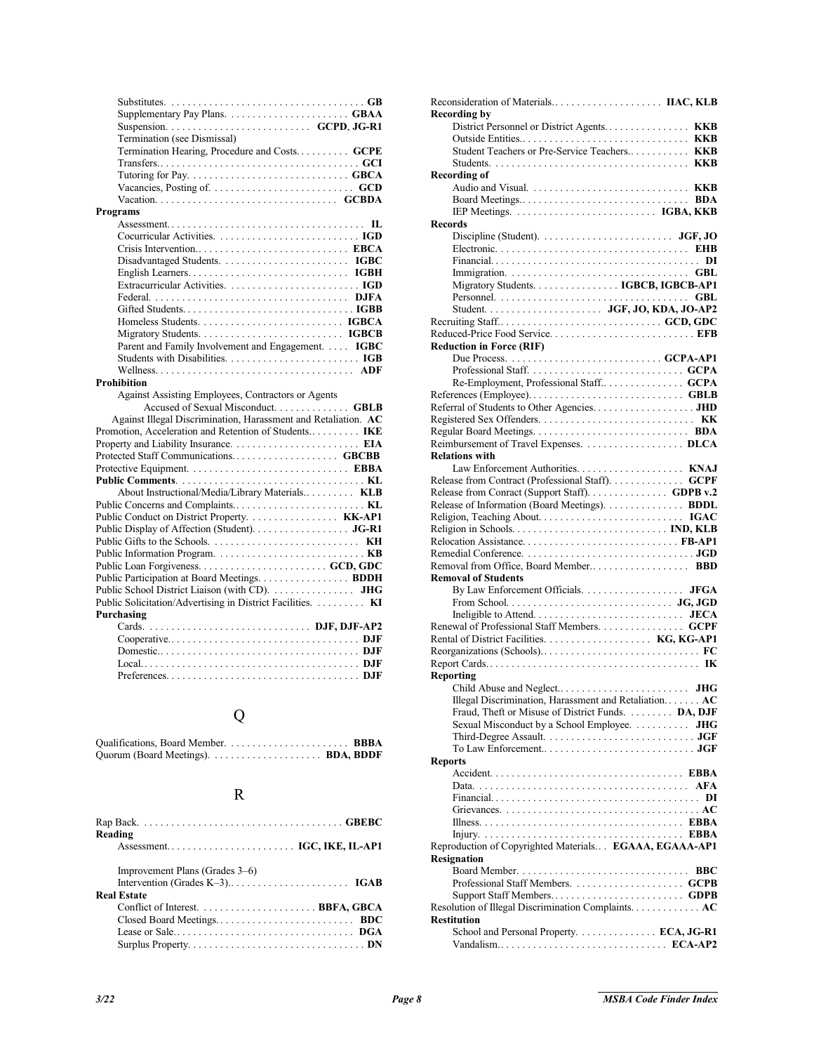Substitutes. . . . . . . . . . . . . . . . . . . . . . . . . . . . . . . . . . . . . **GB**
Supplementary Pay Plans. . . . . . . . . . . . . . . . . . . . . . **GBAA**
Suspension. . . . . . . . . . . . . . . . . . . . . . . . . . **GCPD**, **JG-R1**
Termination (see Dismissal)
Termination Hearing, Procedure and Costs. . . . . . . . . . **GCPE**
Transfers.. . . . . . . . . . . . . . . . . . . . . . . . . . . . . . . . . . . . . **GCI**
Tutoring for Pay. . . . . . . . . . . . . . . . . . . . . . . . . . . . . **GBCA**
Vacancies, Posting of. . . . . . . . . . . . . . . . . . . . . . . . . . **GCD**
Vacation. . . . . . . . . . . . . . . . . . . . . . . . . . . . . . . . . **GCBDA**

**Programs**

Assessment. . . . . . . . . . . . . . . . . . . . . . . . . . . . . . . . . . . . . **IL**
Cocurricular Activities. . . . . . . . . . . . . . . . . . . . . . . . . . **IGD**
Crisis Intervention.. . . . . . . . . . . . . . . . . . . . . . . . . . . **EBCA**
Disadvantaged Students. . . . . . . . . . . . . . . . . . . . . . . **IGBC**
English Learners. . . . . . . . . . . . . . . . . . . . . . . . . . . . . **IGBH**
Extracurricular Activities. . . . . . . . . . . . . . . . . . . . . . . . **IGD**
Federal. . . . . . . . . . . . . . . . . . . . . . . . . . . . . . . . . . . . **DJFA**
Gifted Students. . . . . . . . . . . . . . . . . . . . . . . . . . . . . . . **IGBB**
Homeless Students. . . . . . . . . . . . . . . . . . . . . . . . . . **IGBCA**
Migratory Students. . . . . . . . . . . . . . . . . . . . . . . . . . **IGBCB**
Parent and Family Involvement and Engagement. . . . . **IGBC**
Students with Disabilities. . . . . . . . . . . . . . . . . . . . . . . . . **IGB**
Wellness. . . . . . . . . . . . . . . . . . . . . . . . . . . . . . . . . . . . . **ADF**

**Prohibition**

Against Assisting Employees, Contractors or Agents Accused of Sexual Misconduct. . . . . . . . . . . . . . **GBLB**
Against Illegal Discrimination, Harassment and Retaliation. **AC**

Promotion, Acceleration and Retention of Students.. . . . . . . . . **IKE**
Property and Liability Insurance. . . . . . . . . . . . . . . . . . . . . . . **EIA**
Protected Staff Communications. . . . . . . . . . . . . . . . . . . . **GBCBB**
Protective Equipment. . . . . . . . . . . . . . . . . . . . . . . . . . . . . **EBBA**
**Public Comments**. . . . . . . . . . . . . . . . . . . . . . . . . . . . . . . . . . **KL**
About Instructional/Media/Library Materials.. . . . . . . . . **KLB**
Public Concerns and Complaints.. . . . . . . . . . . . . . . . . . . . . . . . **KL**
Public Conduct on District Property. . . . . . . . . . . . . . . . . **KK-AP1**
Public Display of Affection (Student). . . . . . . . . . . . . . . . . . **JG-R1**
Public Gifts to the Schools. . . . . . . . . . . . . . . . . . . . . . . . . . . **KH**
Public Information Program. . . . . . . . . . . . . . . . . . . . . . . . . . . **KB**
Public Loan Forgiveness. . . . . . . . . . . . . . . . . . . . . . . . **GCD, GDC**
Public Participation at Board Meetings. . . . . . . . . . . . . . . . . **BDDH**
Public School District Liaison (with CD). . . . . . . . . . . . . . . . **JHG**
Public Solicitation/Advertising in District Facilities. . . . . . . . . . **KI**

**Purchasing**

Cards. . . . . . . . . . . . . . . . . . . . . . . . . . . . . . . **DJF, DJF-AP2**
Cooperative.. . . . . . . . . . . . . . . . . . . . . . . . . . . . . . . . . . . **DJF**
Domestic.. . . . . . . . . . . . . . . . . . . . . . . . . . . . . . . . . . . . . **DJF**
Local.. . . . . . . . . . . . . . . . . . . . . . . . . . . . . . . . . . . . . . . . **DJF**
Preferences. . . . . . . . . . . . . . . . . . . . . . . . . . . . . . . . . . . . **DJF**

# Q

Qualifications, Board Member. . . . . . . . . . . . . . . . . . . . . . . **BBBA**
Quorum (Board Meetings). . . . . . . . . . . . . . . . . . . . . **BDA, BDDF**

# R

Rap Back. . . . . . . . . . . . . . . . . . . . . . . . . . . . . . . . . . . . . . **GBEBC**

**Reading**

Assessment. . . . . . . . . . . . . . . . . . . . . . . . . **IGC, IKE, IL-AP1**

Improvement Plans (Grades 3–6)
Intervention (Grades K–3).. . . . . . . . . . . . . . . . . . . . . . . . **IGAB**

**Real Estate**

Conflict of Interest. . . . . . . . . . . . . . . . . . . . . . . **BBFA, GBCA**
Closed Board Meetings.. . . . . . . . . . . . . . . . . . . . . . . . . . . **BDC**
Lease or Sale.. . . . . . . . . . . . . . . . . . . . . . . . . . . . . . . . . . **DGA**
Surplus Property. . . . . . . . . . . . . . . . . . . . . . . . . . . . . . . . . . **DN**

Reconsideration of Materials.. . . . . . . . . . . . . . . . . . . . . **IIAC, KLB**

**Recording by**

District Personnel or District Agents. . . . . . . . . . . . . . . . . **KKB**
Outside Entities.. . . . . . . . . . . . . . . . . . . . . . . . . . . . . . . . **KKB**
Student Teachers or Pre-Service Teachers.. . . . . . . . . . . **KKB**
Students. . . . . . . . . . . . . . . . . . . . . . . . . . . . . . . . . . . . . . **KKB**

**Recording of**

Audio and Visual. . . . . . . . . . . . . . . . . . . . . . . . . . . . . . . **KKB**
Board Meetings.. . . . . . . . . . . . . . . . . . . . . . . . . . . . . . . . **BDA**
IEP Meetings. . . . . . . . . . . . . . . . . . . . . . . . . . . . **IGBA, KKB**

**Records**

Discipline (Student). . . . . . . . . . . . . . . . . . . . . . . . . . **JGF, JO**
Electronic. . . . . . . . . . . . . . . . . . . . . . . . . . . . . . . . . . . . . **EHB**
Financial. . . . . . . . . . . . . . . . . . . . . . . . . . . . . . . . . . . . . . . **DI**
Immigration. . . . . . . . . . . . . . . . . . . . . . . . . . . . . . . . . . . **GBL**
Migratory Students. . . . . . . . . . . . . . . . . **IGBCB, IGBCB-AP1**
Personnel. . . . . . . . . . . . . . . . . . . . . . . . . . . . . . . . . . . . . **GBL**
Student. . . . . . . . . . . . . . . . . . . . . . **JGF, JO, KDA, JO-AP2**

Recruiting Staff.. . . . . . . . . . . . . . . . . . . . . . . . . . . . . . **GCD, GDC**
Reduced-Price Food Service.. . . . . . . . . . . . . . . . . . . . . . . . . . . **EFB**

**Reduction in Force (RIF)**

Due Process. . . . . . . . . . . . . . . . . . . . . . . . . . . . . . . **GCPA-AP1**
Professional Staff. . . . . . . . . . . . . . . . . . . . . . . . . . . . . . **GCPA**
Re-Employment, Professional Staff.. . . . . . . . . . . . . . . . **GCPA**

References (Employee). . . . . . . . . . . . . . . . . . . . . . . . . . . . . **GBLB**
Referral of Students to Other Agencies. . . . . . . . . . . . . . . . . . . . **JHD**
Registered Sex Offenders. . . . . . . . . . . . . . . . . . . . . . . . . . . . . **KK**
Regular Board Meetings. . . . . . . . . . . . . . . . . . . . . . . . . . . . . **BDA**
Reimbursement of Travel Expenses. . . . . . . . . . . . . . . . . . . **DLCA**

**Relations with**

Law Enforcement Authorities. . . . . . . . . . . . . . . . . . . . . **KNAJ**

Release from Contract (Professional Staff). . . . . . . . . . . . . . **GCPF**
Release from Conract (Support Staff). . . . . . . . . . . . . . . **GDPB v.2**
Release of Information (Board Meetings). . . . . . . . . . . . . . . **BDDL**
Religion, Teaching About. . . . . . . . . . . . . . . . . . . . . . . . . . . . **IGAC**
Religion in Schools. . . . . . . . . . . . . . . . . . . . . . . . . . . . . **IND, KLB**
Relocation Assistance. . . . . . . . . . . . . . . . . . . . . . . . . . . . . **FB-AP1**
Remedial Conference. . . . . . . . . . . . . . . . . . . . . . . . . . . . . . . . **JGD**
Removal from Office, Board Member.. . . . . . . . . . . . . . . . . . . **BBD**

**Removal of Students**

By Law Enforcement Officials. . . . . . . . . . . . . . . . . . . **JFGA**
From School. . . . . . . . . . . . . . . . . . . . . . . . . . . . . . . **JG, JGD**
Ineligible to Attend. . . . . . . . . . . . . . . . . . . . . . . . . . . . . **JECA**

Renewal of Professional Staff Members. . . . . . . . . . . . . . . . **GCPF**
Rental of District Facilities. . . . . . . . . . . . . . . . . . . . . **KG, KG-AP1**
Reorganizations (Schools).. . . . . . . . . . . . . . . . . . . . . . . . . . . . . **FC**
Report Cards.. . . . . . . . . . . . . . . . . . . . . . . . . . . . . . . . . . . . . . . **IK**

**Reporting**

Child Abuse and Neglect.. . . . . . . . . . . . . . . . . . . . . . . . . **JHG**
Illegal Discrimination, Harassment and Retaliation. . . . . . . **AC**
Fraud, Theft or Misuse of District Funds. . . . . . . . . **DA, DJF**
Sexual Misconduct by a School Employee. . . . . . . . . . . **JHG**
Third-Degree Assault. . . . . . . . . . . . . . . . . . . . . . . . . . . . **JGF**
To Law Enforcement.. . . . . . . . . . . . . . . . . . . . . . . . . . . . **JGF**

**Reports**

Accident. . . . . . . . . . . . . . . . . . . . . . . . . . . . . . . . . . . . **EBBA**
Data. . . . . . . . . . . . . . . . . . . . . . . . . . . . . . . . . . . . . . . . **AFA**
Financial.. . . . . . . . . . . . . . . . . . . . . . . . . . . . . . . . . . . . . . **DI**
Grievances. . . . . . . . . . . . . . . . . . . . . . . . . . . . . . . . . . . . . **AC**
Illness. . . . . . . . . . . . . . . . . . . . . . . . . . . . . . . . . . . . . . **EBBA**
Injury. . . . . . . . . . . . . . . . . . . . . . . . . . . . . . . . . . . . . . **EBBA**

Reproduction of Copyrighted Materials.. . **EGAAA, EGAAA-AP1**

**Resignation**

Board Member. . . . . . . . . . . . . . . . . . . . . . . . . . . . . . . . . **BBC**
Professional Staff Members. . . . . . . . . . . . . . . . . . . . . **GCPB**
Support Staff Members.. . . . . . . . . . . . . . . . . . . . . . . . . **GDPB**

Resolution of Illegal Discrimination Complaints. . . . . . . . . . . . . **AC**

**Restitution**

School and Personal Property. . . . . . . . . . . . . . . **ECA, JG-R1**
Vandalism.. . . . . . . . . . . . . . . . . . . . . . . . . . . . . . . . **ECA-AP2**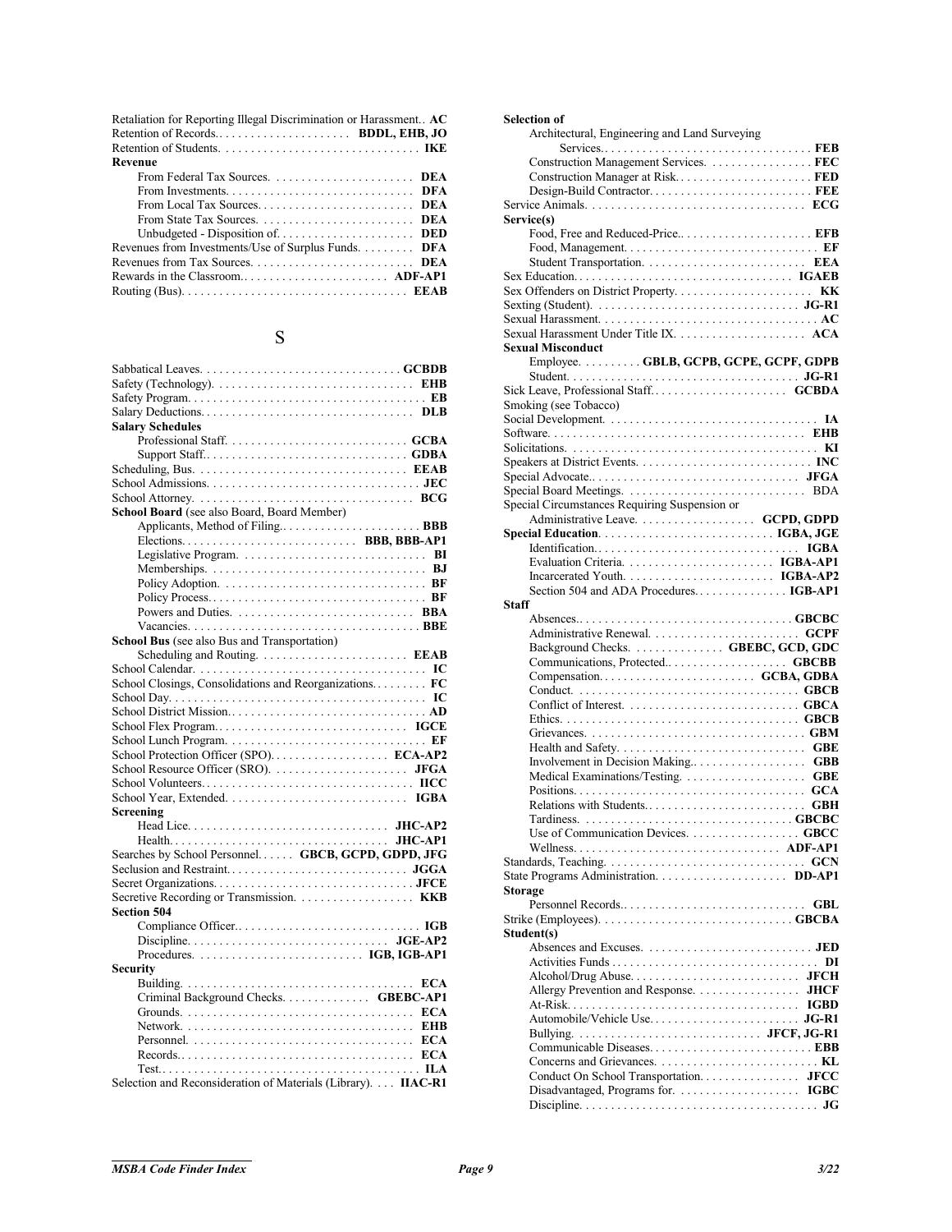Retaliation for Reporting Illegal Discrimination or Harassment. . **AC**
Retention of Records. . . . . . . . . . . . . . . . . . . . . . **BDDL, EHB, JO**
Retention of Students. . . . . . . . . . . . . . . . . . . . . . . . . . . . . . . . **IKE**
**Revenue**
- From Federal Tax Sources. . . . . . . . . . . . . . . . . . . . . . . **DEA**
- From Investments. . . . . . . . . . . . . . . . . . . . . . . . . . . . . . **DFA**
- From Local Tax Sources. . . . . . . . . . . . . . . . . . . . . . . . . **DEA**
- From State Tax Sources. . . . . . . . . . . . . . . . . . . . . . . . . **DEA**
- Unbudgeted - Disposition of. . . . . . . . . . . . . . . . . . . . . . **DED**

Revenues from Investments/Use of Surplus Funds. . . . . . . . . **DFA**
Revenues from Tax Sources. . . . . . . . . . . . . . . . . . . . . . . . . . **DEA**
Rewards in the Classroom.. . . . . . . . . . . . . . . . . . . . . . . . **ADF-AP1**
Routing (Bus). . . . . . . . . . . . . . . . . . . . . . . . . . . . . . . . . . . . **EEAB**

## S

Sabbatical Leaves. . . . . . . . . . . . . . . . . . . . . . . . . . . . . . . **GCBDB**
Safety (Technology). . . . . . . . . . . . . . . . . . . . . . . . . . . . . . . . **EHB**
Safety Program. . . . . . . . . . . . . . . . . . . . . . . . . . . . . . . . . . . . . **EB**
Salary Deductions. . . . . . . . . . . . . . . . . . . . . . . . . . . . . . . . . . **DLB**
**Salary Schedules**
- Professional Staff. . . . . . . . . . . . . . . . . . . . . . . . . . . . . . **GCBA**
- Support Staff.. . . . . . . . . . . . . . . . . . . . . . . . . . . . . . . . **GDBA**

Scheduling, Bus. . . . . . . . . . . . . . . . . . . . . . . . . . . . . . . . . . **EEAB**
School Admissions. . . . . . . . . . . . . . . . . . . . . . . . . . . . . . . . . . **JEC**
School Attorney. . . . . . . . . . . . . . . . . . . . . . . . . . . . . . . . . . . **BCG**
**School Board** (see also Board, Board Member)
- Applicants, Method of Filing.. . . . . . . . . . . . . . . . . . . . . . . **BBB**
- Elections. . . . . . . . . . . . . . . . . . . . . . . . . . . . **BBB, BBB-AP1**
- Legislative Program. . . . . . . . . . . . . . . . . . . . . . . . . . . . . . . **BI**
- Memberships. . . . . . . . . . . . . . . . . . . . . . . . . . . . . . . . . . . . **BJ**
- Policy Adoption. . . . . . . . . . . . . . . . . . . . . . . . . . . . . . . . . . **BF**
- Policy Process. . . . . . . . . . . . . . . . . . . . . . . . . . . . . . . . . . . **BF**
- Powers and Duties. . . . . . . . . . . . . . . . . . . . . . . . . . . . . . **BBA**
- Vacancies. . . . . . . . . . . . . . . . . . . . . . . . . . . . . . . . . . . . . **BBE**

**School Bus** (see also Bus and Transportation)
- Scheduling and Routing. . . . . . . . . . . . . . . . . . . . . . . . . **EEAB**

School Calendar. . . . . . . . . . . . . . . . . . . . . . . . . . . . . . . . . . . . **IC**
School Closings, Consolidations and Reorganizations. . . . . . . . . **FC**
School Day. . . . . . . . . . . . . . . . . . . . . . . . . . . . . . . . . . . . . . . . . **IC**
School District Mission.. . . . . . . . . . . . . . . . . . . . . . . . . . . . . . . **AD**
School Flex Program. . . . . . . . . . . . . . . . . . . . . . . . . . . . . . . **IGCE**
School Lunch Program. . . . . . . . . . . . . . . . . . . . . . . . . . . . . . . . **EF**
School Protection Officer (SPO). . . . . . . . . . . . . . . . . . . . **ECA-AP2**
School Resource Officer (SRO). . . . . . . . . . . . . . . . . . . . . . . **JFGA**
School Volunteers. . . . . . . . . . . . . . . . . . . . . . . . . . . . . . . . . . **IICC**
School Year, Extended. . . . . . . . . . . . . . . . . . . . . . . . . . . . . . **IGBA**
**Screening**
- Head Lice. . . . . . . . . . . . . . . . . . . . . . . . . . . . . . . . . . . **JHC-AP2**
- Health. . . . . . . . . . . . . . . . . . . . . . . . . . . . . . . . . . . . . . **JHC-AP1**

Searches by School Personnel. . . . . . **GBCB, GCPD, GDPD, JFG**
Seclusion and Restraint. . . . . . . . . . . . . . . . . . . . . . . . . . . . . **JGGA**
Secret Organizations. . . . . . . . . . . . . . . . . . . . . . . . . . . . . . . . **JFCE**
Secretive Recording or Transmission. . . . . . . . . . . . . . . . . . . . **KKB**
**Section 504**
- Compliance Officer. . . . . . . . . . . . . . . . . . . . . . . . . . . . . . . **IGB**
- Discipline. . . . . . . . . . . . . . . . . . . . . . . . . . . . . . . . . . **JGE-AP2**
- Procedures. . . . . . . . . . . . . . . . . . . . . . . . . . . **IGB, IGB-AP1**

**Security**
- Building. . . . . . . . . . . . . . . . . . . . . . . . . . . . . . . . . . . . . . **ECA**
- Criminal Background Checks. . . . . . . . . . . . . . . **GBEBC-AP1**
- Grounds. . . . . . . . . . . . . . . . . . . . . . . . . . . . . . . . . . . . . . **ECA**
- Network. . . . . . . . . . . . . . . . . . . . . . . . . . . . . . . . . . . . . . . **EHB**
- Personnel. . . . . . . . . . . . . . . . . . . . . . . . . . . . . . . . . . . . . **ECA**
- Records.. . . . . . . . . . . . . . . . . . . . . . . . . . . . . . . . . . . . . . **ECA**
- Test.. . . . . . . . . . . . . . . . . . . . . . . . . . . . . . . . . . . . . . . . . . **ILA**

Selection and Reconsideration of Materials (Library). . . . **IIAC-R1**
**Selection of**
- Architectural, Engineering and Land Surveying Services.. . . . . . . . . . . . . . . . . . . . . . . . . . . . . . . . . . . **FEB**
- Construction Management Services. . . . . . . . . . . . . . . . . **FEC**
- Construction Manager at Risk. . . . . . . . . . . . . . . . . . . . . . **FED**
- Design-Build Contractor. . . . . . . . . . . . . . . . . . . . . . . . . . **FEE**

Service Animals. . . . . . . . . . . . . . . . . . . . . . . . . . . . . . . . . . . **ECG**
**Service(s)**
- Food, Free and Reduced-Price.. . . . . . . . . . . . . . . . . . . . . **EFB**
- Food, Management. . . . . . . . . . . . . . . . . . . . . . . . . . . . . . . **EF**
- Student Transportation. . . . . . . . . . . . . . . . . . . . . . . . . . **EEA**

Sex Education. . . . . . . . . . . . . . . . . . . . . . . . . . . . . . . . . . . **IGAEB**
Sex Offenders on District Property. . . . . . . . . . . . . . . . . . . . . . **KK**
Sexting (Student). . . . . . . . . . . . . . . . . . . . . . . . . . . . . . . . . **JG-R1**
Sexual Harassment. . . . . . . . . . . . . . . . . . . . . . . . . . . . . . . . . . . **AC**
Sexual Harassment Under Title IX. . . . . . . . . . . . . . . . . . . . . **ACA**
**Sexual Misconduct**
- Employee. . . . . . . . . . **GBLB, GCPB, GCPE, GCPF, GDPB**
- Student. . . . . . . . . . . . . . . . . . . . . . . . . . . . . . . . . . . . . . **JG-R1**

Sick Leave, Professional Staff. . . . . . . . . . . . . . . . . . . . . . **GCBDA**
Smoking (see Tobacco)
Social Development. . . . . . . . . . . . . . . . . . . . . . . . . . . . . . . . . . **IA**
Software. . . . . . . . . . . . . . . . . . . . . . . . . . . . . . . . . . . . . . . . . . **EHB**
Solicitations. . . . . . . . . . . . . . . . . . . . . . . . . . . . . . . . . . . . . . . . **KI**
Speakers at District Events. . . . . . . . . . . . . . . . . . . . . . . . . . . **INC**
Special Advocate.. . . . . . . . . . . . . . . . . . . . . . . . . . . . . . . . . . **JFGA**
Special Board Meetings. . . . . . . . . . . . . . . . . . . . . . . . . . . . . . BDA
Special Circumstances Requiring Suspension or Administrative Leave. . . . . . . . . . . . . . . . . . . **GCPD, GDPD**
**Special Education**. . . . . . . . . . . . . . . . . . . . . . . . . . . . **IGBA, JGE**
- Identification. . . . . . . . . . . . . . . . . . . . . . . . . . . . . . . . . . . **IGBA**
- Evaluation Criteria. . . . . . . . . . . . . . . . . . . . . . . . . . **IGBA-AP1**
- Incarcerated Youth. . . . . . . . . . . . . . . . . . . . . . . . . . . **IGBA-AP2**
- Section 504 and ADA Procedures. . . . . . . . . . . . . . . . **IGB-AP1**

**Staff**
- Absences.. . . . . . . . . . . . . . . . . . . . . . . . . . . . . . . . . . . . **GBCBC**
- Administrative Renewal. . . . . . . . . . . . . . . . . . . . . . . . . . . **GCPF**
- Background Checks. . . . . . . . . . . . . . . **GBEBC, GCD, GDC**
- Communications, Protected.. . . . . . . . . . . . . . . . . . . . **GBCBB**
- Compensation. . . . . . . . . . . . . . . . . . . . . . . . . . **GCBA, GDBA**
- Conduct. . . . . . . . . . . . . . . . . . . . . . . . . . . . . . . . . . . . . . **GBCB**
- Conflict of Interest. . . . . . . . . . . . . . . . . . . . . . . . . . . . . . **GBCA**
- Ethics. . . . . . . . . . . . . . . . . . . . . . . . . . . . . . . . . . . . . . . . **GBCB**
- Grievances. . . . . . . . . . . . . . . . . . . . . . . . . . . . . . . . . . . . . **GBM**
- Health and Safety. . . . . . . . . . . . . . . . . . . . . . . . . . . . . . . . **GBE**
- Involvement in Decision Making.. . . . . . . . . . . . . . . . . . . . **GBB**
- Medical Examinations/Testing. . . . . . . . . . . . . . . . . . . . . . **GBE**
- Positions. . . . . . . . . . . . . . . . . . . . . . . . . . . . . . . . . . . . . . . **GCA**
- Relations with Students.. . . . . . . . . . . . . . . . . . . . . . . . . . . **GBH**
- Tardiness. . . . . . . . . . . . . . . . . . . . . . . . . . . . . . . . . . . . **GBCBC**
- Use of Communication Devices. . . . . . . . . . . . . . . . . . . . **GBCC**
- Wellness. . . . . . . . . . . . . . . . . . . . . . . . . . . . . . . . . . . . **ADF-AP1**

Standards, Teaching. . . . . . . . . . . . . . . . . . . . . . . . . . . . . . . . **GCN**
State Programs Administration. . . . . . . . . . . . . . . . . . . . . . **DD-AP1**
**Storage**
- Personnel Records.. . . . . . . . . . . . . . . . . . . . . . . . . . . . . . . **GBL**

Strike (Employees). . . . . . . . . . . . . . . . . . . . . . . . . . . . . . . . **GBCBA**
**Student(s)**
- Absences and Excuses. . . . . . . . . . . . . . . . . . . . . . . . . . . . **JED**
- Activities Funds . . . . . . . . . . . . . . . . . . . . . . . . . . . . . . . . . . **DI**
- Alcohol/Drug Abuse. . . . . . . . . . . . . . . . . . . . . . . . . . . . . **JFCH**
- Allergy Prevention and Response. . . . . . . . . . . . . . . . . . . **JHCF**
- At-Risk. . . . . . . . . . . . . . . . . . . . . . . . . . . . . . . . . . . . . . . **IGBD**
- Automobile/Vehicle Use. . . . . . . . . . . . . . . . . . . . . . . . . . **JG-R1**
- Bullying. . . . . . . . . . . . . . . . . . . . . . . . . . . . . . . . **JFCF, JG-R1**
- Communicable Diseases. . . . . . . . . . . . . . . . . . . . . . . . . . . **EBB**
- Concerns and Grievances. . . . . . . . . . . . . . . . . . . . . . . . . . . **KL**
- Conduct On School Transportation. . . . . . . . . . . . . . . . . . **JFCC**
- Disadvantaged, Programs for. . . . . . . . . . . . . . . . . . . . . . **IGBC**
- Discipline. . . . . . . . . . . . . . . . . . . . . . . . . . . . . . . . . . . . . . . **JG**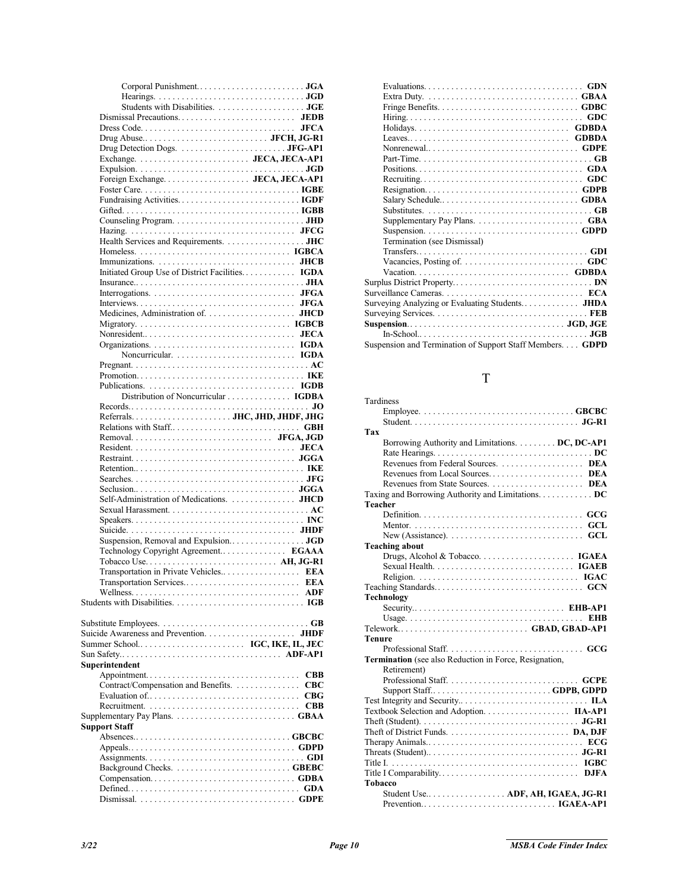Corporal Punishment. . . . . . . . . . . . . . . . . . . . . . . . **JGA**
Hearings. . . . . . . . . . . . . . . . . . . . . . . . . . . . . . . . **JGD**
Students with Disabilities. . . . . . . . . . . . . . . . . . . . **JGE**
Dismissal Precautions. . . . . . . . . . . . . . . . . . . . . . . . . . **JEDB**
Dress Code. . . . . . . . . . . . . . . . . . . . . . . . . . . . . . . . . **JFCA**
Drug Abuse.. . . . . . . . . . . . . . . . . . . . . . . . . . **JFCH, JG-R1**
Drug Detection Dogs. . . . . . . . . . . . . . . . . . . . . . . **JFG-AP1**
Exchange. . . . . . . . . . . . . . . . . . . . . . . . . **JECA, JECA-AP1**
Expulsion. . . . . . . . . . . . . . . . . . . . . . . . . . . . . . . . . . . . **JGD**
Foreign Exchange. . . . . . . . . . . . . . . . . . . **JECA, JECA-AP1**
Foster Care. . . . . . . . . . . . . . . . . . . . . . . . . . . . . . . . . . **IGBE**
Fundraising Activities. . . . . . . . . . . . . . . . . . . . . . . . . . . **IGDF**
Gifted. . . . . . . . . . . . . . . . . . . . . . . . . . . . . . . . . . . . . . **IGBB**
Counseling Program. . . . . . . . . . . . . . . . . . . . . . . . . . . . **JHD**
Hazing. . . . . . . . . . . . . . . . . . . . . . . . . . . . . . . . . . . . **JFCG**
Health Services and Requirements. . . . . . . . . . . . . . . . . . **JHC**
Homeless. . . . . . . . . . . . . . . . . . . . . . . . . . . . . . . . . **IGBCA**
Immunizations. . . . . . . . . . . . . . . . . . . . . . . . . . . . . . **JHCB**
Initiated Group Use of District Facilities. . . . . . . . . . . . **IGDA**
Insurance.. . . . . . . . . . . . . . . . . . . . . . . . . . . . . . . . . . . **JHA**
Interrogations. . . . . . . . . . . . . . . . . . . . . . . . . . . . . . . **JFGA**
Interviews. . . . . . . . . . . . . . . . . . . . . . . . . . . . . . . . . . **JFGA**
Medicines, Administration of. . . . . . . . . . . . . . . . . . . . **JHCD**
Migratory. . . . . . . . . . . . . . . . . . . . . . . . . . . . . . . . . **IGBCB**
Nonresident.. . . . . . . . . . . . . . . . . . . . . . . . . . . . . . . . **JECA**
Organizations. . . . . . . . . . . . . . . . . . . . . . . . . . . . . . . **IGDA**
Noncurricular. . . . . . . . . . . . . . . . . . . . . . . . . . . **IGDA**
Pregnant. . . . . . . . . . . . . . . . . . . . . . . . . . . . . . . . . . . . . . **AC**
Promotion. . . . . . . . . . . . . . . . . . . . . . . . . . . . . . . . . . . . **IKE**
Publications. . . . . . . . . . . . . . . . . . . . . . . . . . . . . . . . **IGDB**
Distribution of Noncurricular . . . . . . . . . . . . . . **IGDBA**
Records.. . . . . . . . . . . . . . . . . . . . . . . . . . . . . . . . . . . . . . **JO**
Referrals. . . . . . . . . . . . . . . . . . . . . . **JHC, JHD, JHDF, JHG**
Relations with Staff. . . . . . . . . . . . . . . . . . . . . . . . . . . . **GBH**
Removal. . . . . . . . . . . . . . . . . . . . . . . . . . . . . . . **JFGA, JGD**
Resident. . . . . . . . . . . . . . . . . . . . . . . . . . . . . . . . . . . . **JECA**
Restraint. . . . . . . . . . . . . . . . . . . . . . . . . . . . . . . . . . . **JGGA**
Retention.. . . . . . . . . . . . . . . . . . . . . . . . . . . . . . . . . . . . **IKE**
Searches. . . . . . . . . . . . . . . . . . . . . . . . . . . . . . . . . . . . . **JFG**
Seclusion.. . . . . . . . . . . . . . . . . . . . . . . . . . . . . . . . . . . **JGGA**
Self-Administration of Medications. . . . . . . . . . . . . . . **JHCD**
Sexual Harassment. . . . . . . . . . . . . . . . . . . . . . . . . . . . . . . **AC**
Speakers. . . . . . . . . . . . . . . . . . . . . . . . . . . . . . . . . . . . . **INC**
Suicide. . . . . . . . . . . . . . . . . . . . . . . . . . . . . . . . . . . . . **JHDF**
Suspension, Removal and Expulsion. . . . . . . . . . . . . . . . . **JGD**
Technology Copyright Agreement. . . . . . . . . . . . . . . **EGAAA**
Tobacco Use. . . . . . . . . . . . . . . . . . . . . . . . . . . . . **AH, JG-R1**
Transportation in Private Vehicles.. . . . . . . . . . . . . . . . . . **EEA**
Transportation Services.. . . . . . . . . . . . . . . . . . . . . . . . . . **EEA**
Wellness. . . . . . . . . . . . . . . . . . . . . . . . . . . . . . . . . . . . . . **ADF**
Students with Disabilities. . . . . . . . . . . . . . . . . . . . . . . . . . . . **IGB**

Substitute Employees. . . . . . . . . . . . . . . . . . . . . . . . . . . . . . . . **GB**
Suicide Awareness and Prevention. . . . . . . . . . . . . . . . . . . . **JHDF**
Summer School.. . . . . . . . . . . . . . . . . . . . . . . **IGC, IKE, IL, JEC**
Sun Safety.. . . . . . . . . . . . . . . . . . . . . . . . . . . . . . . . . . . **ADF-AP1**
**Superintendent**
Appointment. . . . . . . . . . . . . . . . . . . . . . . . . . . . . . . . . **CBB**
Contract/Compensation and Benefits. . . . . . . . . . . . . . . **CBC**
Evaluation of.. . . . . . . . . . . . . . . . . . . . . . . . . . . . . . . . **CBG**
Recruitment. . . . . . . . . . . . . . . . . . . . . . . . . . . . . . . . . . **CBB**
Supplementary Pay Plans. . . . . . . . . . . . . . . . . . . . . . . . . . . **GBAA**
**Support Staff**
Absences.. . . . . . . . . . . . . . . . . . . . . . . . . . . . . . . . . . **GBCBC**
Appeals. . . . . . . . . . . . . . . . . . . . . . . . . . . . . . . . . . . . . **GDPD**
Assignments. . . . . . . . . . . . . . . . . . . . . . . . . . . . . . . . . . . **GDI**
Background Checks. . . . . . . . . . . . . . . . . . . . . . . . . . **GBEBC**
Compensation. . . . . . . . . . . . . . . . . . . . . . . . . . . . . . . . **GDBA**
Defined. . . . . . . . . . . . . . . . . . . . . . . . . . . . . . . . . . . . . . **GDA**
Dismissal. . . . . . . . . . . . . . . . . . . . . . . . . . . . . . . . . . . **GDPE**
Evaluations. . . . . . . . . . . . . . . . . . . . . . . . . . . . . . . . . . . **GDN**
Extra Duty. . . . . . . . . . . . . . . . . . . . . . . . . . . . . . . . . . **GBAA**
Fringe Benefits. . . . . . . . . . . . . . . . . . . . . . . . . . . . . . . **GDBC**
Hiring. . . . . . . . . . . . . . . . . . . . . . . . . . . . . . . . . . . . . . . **GDC**
Holidays. . . . . . . . . . . . . . . . . . . . . . . . . . . . . . . . . . **GDBDA**
Leaves.. . . . . . . . . . . . . . . . . . . . . . . . . . . . . . . . . . . . **GDBDA**
Nonrenewal. . . . . . . . . . . . . . . . . . . . . . . . . . . . . . . . . . **GDPE**
Part-Time. . . . . . . . . . . . . . . . . . . . . . . . . . . . . . . . . . . . . . **GB**
Positions. . . . . . . . . . . . . . . . . . . . . . . . . . . . . . . . . . . . . **GDA**
Recruiting. . . . . . . . . . . . . . . . . . . . . . . . . . . . . . . . . . . . **GDC**
Resignation. . . . . . . . . . . . . . . . . . . . . . . . . . . . . . . . . . **GDPB**
Salary Schedule.. . . . . . . . . . . . . . . . . . . . . . . . . . . . . . **GDBA**
Substitutes. . . . . . . . . . . . . . . . . . . . . . . . . . . . . . . . . . . . . **GB**
Supplementary Pay Plans. . . . . . . . . . . . . . . . . . . . . . . . . **GBA**
Suspension. . . . . . . . . . . . . . . . . . . . . . . . . . . . . . . . . . . **GDPD**
Termination (see Dismissal)
Transfers.. . . . . . . . . . . . . . . . . . . . . . . . . . . . . . . . . . . . . **GDI**
Vacancies, Posting of. . . . . . . . . . . . . . . . . . . . . . . . . . . **GDC**
Vacation. . . . . . . . . . . . . . . . . . . . . . . . . . . . . . . . . . . **GDBDA**
Surplus District Property. . . . . . . . . . . . . . . . . . . . . . . . . . . . . . . **DN**
Surveillance Cameras. . . . . . . . . . . . . . . . . . . . . . . . . . . . . . . . **ECA**
Surveying Analyzing or Evaluating Students. . . . . . . . . . . . . **JHDA**
Surveying Services. . . . . . . . . . . . . . . . . . . . . . . . . . . . . . . . . . **FEB**
**Suspension**.. . . . . . . . . . . . . . . . . . . . . . . . . . . . . . . . . . **JGD, JGE**
In-School.. . . . . . . . . . . . . . . . . . . . . . . . . . . . . . . . . . . . . . **JGB**
Suspension and Termination of Support Staff Members. . . . **GDPD**

# T

Tardiness
Employee. . . . . . . . . . . . . . . . . . . . . . . . . . . . . . . . . . **GBCBC**
Student. . . . . . . . . . . . . . . . . . . . . . . . . . . . . . . . . . . . . **JG-R1**
**Tax**
Borrowing Authority and Limitations. . . . . . . . . . **DC, DC-AP1**
Rate Hearings. . . . . . . . . . . . . . . . . . . . . . . . . . . . . . . . . . . **DC**
Revenues from Federal Sources. . . . . . . . . . . . . . . . . . . . **DEA**
Revenues from Local Sources. . . . . . . . . . . . . . . . . . . . . . **DEA**
Revenues from State Sources. . . . . . . . . . . . . . . . . . . . . . **DEA**
Taxing and Borrowing Authority and Limitations. . . . . . . . . . . . **DC**
**Teacher**
Definition. . . . . . . . . . . . . . . . . . . . . . . . . . . . . . . . . . . . **GCG**
Mentor. . . . . . . . . . . . . . . . . . . . . . . . . . . . . . . . . . . . . . **GCL**
New (Assistance). . . . . . . . . . . . . . . . . . . . . . . . . . . . . . **GCL**
**Teaching about**
Drugs, Alcohol & Tobacco. . . . . . . . . . . . . . . . . . . . . **IGAEA**
Sexual Health. . . . . . . . . . . . . . . . . . . . . . . . . . . . . . . **IGAEB**
Religion. . . . . . . . . . . . . . . . . . . . . . . . . . . . . . . . . . . . **IGAC**
Teaching Standards. . . . . . . . . . . . . . . . . . . . . . . . . . . . . . . . . **GCN**
**Technology**
Security.. . . . . . . . . . . . . . . . . . . . . . . . . . . . . . . . . . . **EHB-AP1**
Usage. . . . . . . . . . . . . . . . . . . . . . . . . . . . . . . . . . . . . . . . **EHB**
Telework.. . . . . . . . . . . . . . . . . . . . . . . . . . . . . **GBAD, GBAD-AP1**
**Tenure**
Professional Staff. . . . . . . . . . . . . . . . . . . . . . . . . . . . . . **GCG**
**Termination** (see also Reduction in Force, Resignation, Retirement)
Professional Staff. . . . . . . . . . . . . . . . . . . . . . . . . . . . . **GCPE**
Support Staff.. . . . . . . . . . . . . . . . . . . . . . . . . . . **GDPB, GDPD**
Test Integrity and Security.. . . . . . . . . . . . . . . . . . . . . . . . . . . . . **ILA**
Textbook Selection and Adoption. . . . . . . . . . . . . . . . . . . . **IIA-AP1**
Theft (Student). . . . . . . . . . . . . . . . . . . . . . . . . . . . . . . . . . . . **JG-R1**
Theft of District Funds. . . . . . . . . . . . . . . . . . . . . . . . . . . **DA, DJF**
Therapy Animals.. . . . . . . . . . . . . . . . . . . . . . . . . . . . . . . . . . . **ECG**
Threats (Student).. . . . . . . . . . . . . . . . . . . . . . . . . . . . . . . . . . **JG-R1**
Title I. . . . . . . . . . . . . . . . . . . . . . . . . . . . . . . . . . . . . . . . . . . . **IGBC**
Title I Comparability. . . . . . . . . . . . . . . . . . . . . . . . . . . . . . . . **DJFA**
**Tobacco**
Student Use.. . . . . . . . . . . . . . . . . . . . **ADF, AH, IGAEA, JG-R1**
Prevention. . . . . . . . . . . . . . . . . . . . . . . . . . . . . . . . . **IGAEA-AP1**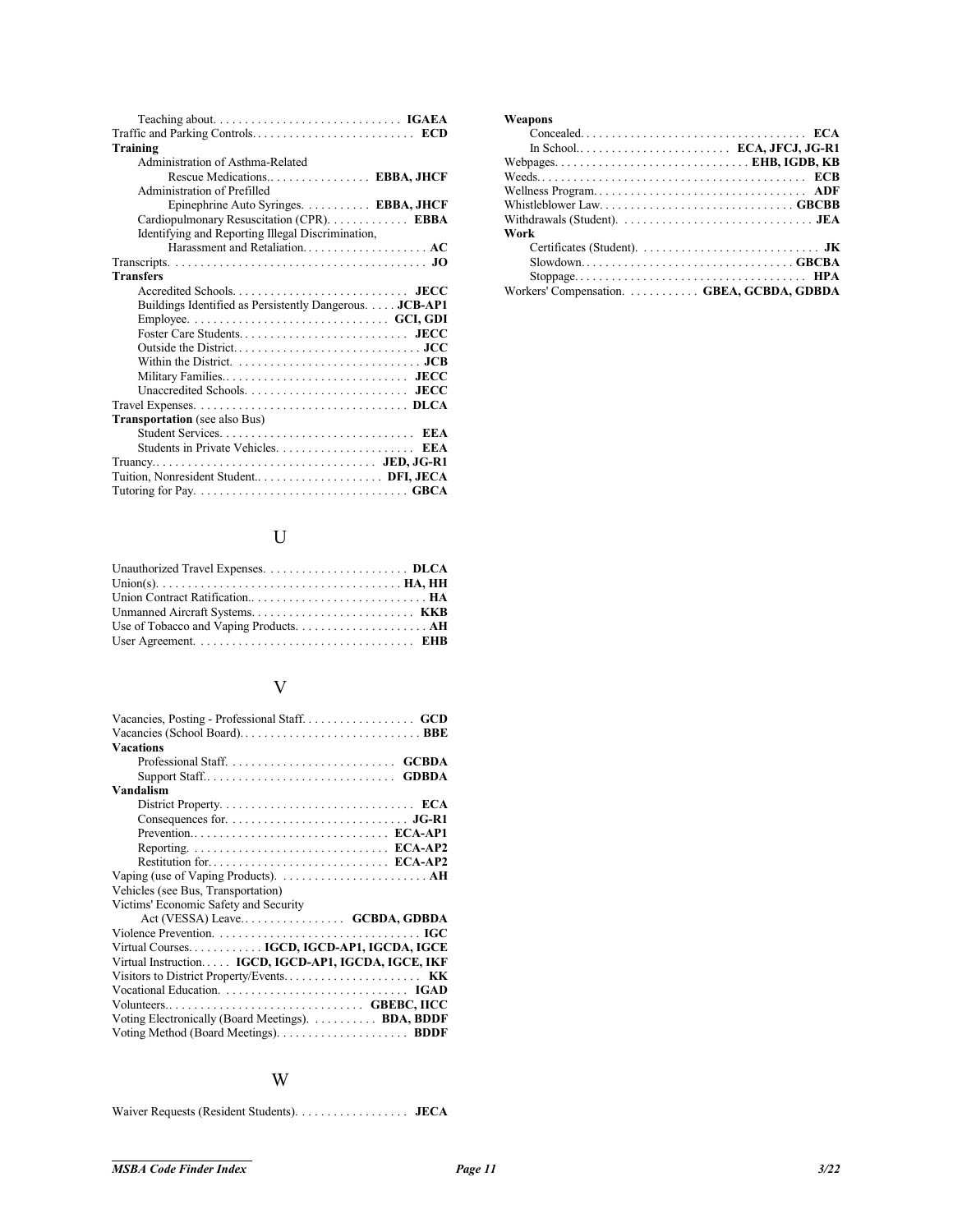Teaching about. . . . . . . . . . . . . . . . . . . . . . . . . . . . . . **IGAEA**
Traffic and Parking Controls. . . . . . . . . . . . . . . . . . . . . . . . . **ECD**
**Training**
Administration of Asthma-Related
Rescue Medications. . . . . . . . . . . . . . . . . **EBBA, JHCF**
Administration of Prefilled
Epinephrine Auto Syringes. . . . . . . . . . . **EBBA, JHCF**
Cardiopulmonary Resuscitation (CPR). . . . . . . . . . . . **EBBA**
Identifying and Reporting Illegal Discrimination,
Harassment and Retaliation. . . . . . . . . . . . . . . . . . . **AC**
Transcripts. . . . . . . . . . . . . . . . . . . . . . . . . . . . . . . . . . . . . . . **JO**
**Transfers**
Accredited Schools. . . . . . . . . . . . . . . . . . . . . . . . . . . **JECC**
Buildings Identified as Persistently Dangerous. . . . . **JCB-AP1**
Employee. . . . . . . . . . . . . . . . . . . . . . . . . . . . . . . **GCI, GDI**
Foster Care Students. . . . . . . . . . . . . . . . . . . . . . . . . . **JECC**
Outside the District. . . . . . . . . . . . . . . . . . . . . . . . . . . . . **JCC**
Within the District. . . . . . . . . . . . . . . . . . . . . . . . . . . . . **JCB**
Military Families. . . . . . . . . . . . . . . . . . . . . . . . . . . . . **JECC**
Unaccredited Schools. . . . . . . . . . . . . . . . . . . . . . . . . **JECC**
Travel Expenses. . . . . . . . . . . . . . . . . . . . . . . . . . . . . . . . . **DLCA**
**Transportation** (see also Bus)
Student Services. . . . . . . . . . . . . . . . . . . . . . . . . . . . . . **EEA**
Students in Private Vehicles. . . . . . . . . . . . . . . . . . . . . **EEA**
Truancy. . . . . . . . . . . . . . . . . . . . . . . . . . . . . . . . . . . **JED, JG-R1**
Tuition, Nonresident Student. . . . . . . . . . . . . . . . . . . . **DFI, JECA**
Tutoring for Pay. . . . . . . . . . . . . . . . . . . . . . . . . . . . . . . . . **GBCA**

## U

Unauthorized Travel Expenses. . . . . . . . . . . . . . . . . . . . . . **DLCA**
Union(s). . . . . . . . . . . . . . . . . . . . . . . . . . . . . . . . . . . . . . **HA, HH**
Union Contract Ratification. . . . . . . . . . . . . . . . . . . . . . . . . . . **HA**
Unmanned Aircraft Systems. . . . . . . . . . . . . . . . . . . . . . . . . **KKB**
Use of Tobacco and Vaping Products. . . . . . . . . . . . . . . . . . . . **AH**
User Agreement. . . . . . . . . . . . . . . . . . . . . . . . . . . . . . . . . . **EHB**

## V

Vacancies, Posting - Professional Staff. . . . . . . . . . . . . . . . . **GCD**
Vacancies (School Board). . . . . . . . . . . . . . . . . . . . . . . . . . . . **BBE**
**Vacations**
Professional Staff. . . . . . . . . . . . . . . . . . . . . . . . . . . **GCBDA**
Support Staff. . . . . . . . . . . . . . . . . . . . . . . . . . . . . . **GDBDA**
**Vandalism**
District Property. . . . . . . . . . . . . . . . . . . . . . . . . . . . . . . **ECA**
Consequences for. . . . . . . . . . . . . . . . . . . . . . . . . . . . . **JG-R1**
Prevention. . . . . . . . . . . . . . . . . . . . . . . . . . . . . . . . **ECA-AP1**
Reporting. . . . . . . . . . . . . . . . . . . . . . . . . . . . . . . . . **ECA-AP2**
Restitution for. . . . . . . . . . . . . . . . . . . . . . . . . . . . . **ECA-AP2**
Vaping (use of Vaping Products). . . . . . . . . . . . . . . . . . . . . . . . **AH**
Vehicles (see Bus, Transportation)
Victims' Economic Safety and Security
Act (VESSA) Leave. . . . . . . . . . . . . . . . **GCBDA, GDBDA**
Violence Prevention. . . . . . . . . . . . . . . . . . . . . . . . . . . . . . . . **IGC**
Virtual Courses. . . . . . . . . . . . **IGCD, IGCD-AP1, IGCDA, IGCE**
Virtual Instruction. . . . . **IGCD, IGCD-AP1, IGCDA, IGCE, IKF**
Visitors to District Property/Events. . . . . . . . . . . . . . . . . . . . . **KK**
Vocational Education. . . . . . . . . . . . . . . . . . . . . . . . . . . . . . **IGAD**
Volunteers. . . . . . . . . . . . . . . . . . . . . . . . . . . . . . . . **GBEBC, IICC**
Voting Electronically (Board Meetings). . . . . . . . . . . **BDA, BDDF**
Voting Method (Board Meetings). . . . . . . . . . . . . . . . . . . . . **BDDF**

## W

Waiver Requests (Resident Students). . . . . . . . . . . . . . . . . . **JECA**
**Weapons**
Concealed. . . . . . . . . . . . . . . . . . . . . . . . . . . . . . . . . . . . . **ECA**
In School. . . . . . . . . . . . . . . . . . . . . . . . . . **ECA, JFCJ, JG-R1**
Webpages. . . . . . . . . . . . . . . . . . . . . . . . . . . . . . . . **EHB, IGDB, KB**
Weeds. . . . . . . . . . . . . . . . . . . . . . . . . . . . . . . . . . . . . . . . . . . . **ECB**
Wellness Program. . . . . . . . . . . . . . . . . . . . . . . . . . . . . . . . . . . **ADF**
Whistleblower Law. . . . . . . . . . . . . . . . . . . . . . . . . . . . . . . . . **GBCBB**
Withdrawals (Student). . . . . . . . . . . . . . . . . . . . . . . . . . . . . . . . **JEA**
**Work**
Certificates (Student). . . . . . . . . . . . . . . . . . . . . . . . . . . . . . **JK**
Slowdown. . . . . . . . . . . . . . . . . . . . . . . . . . . . . . . . . . . . **GBCBA**
Stoppage. . . . . . . . . . . . . . . . . . . . . . . . . . . . . . . . . . . . . . . **HPA**
Workers' Compensation. . . . . . . . . . . . **GBEA, GCBDA, GDBDA**